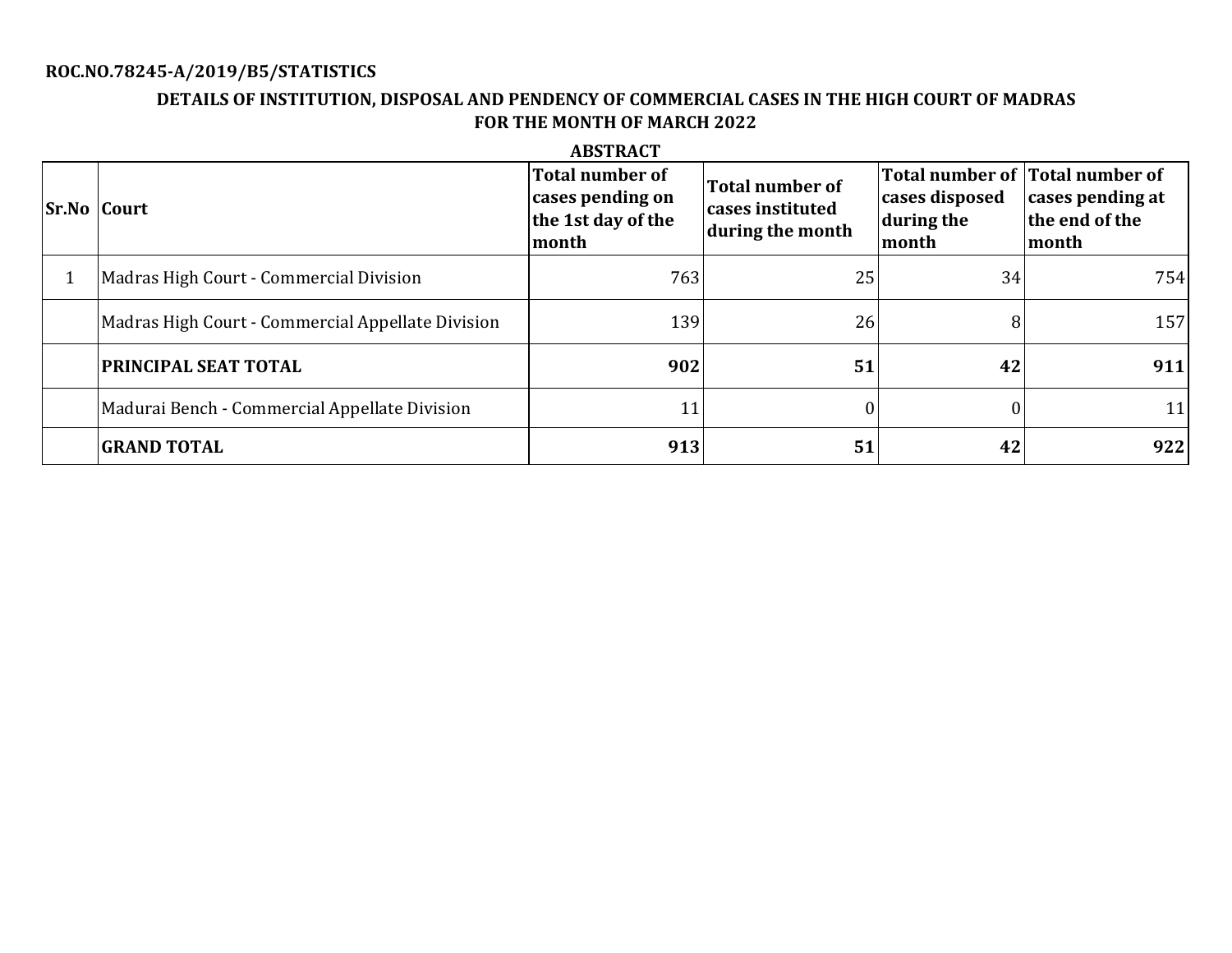**ROC.NO.78245-A/2019/B5/STATISTICS**

## DETAILS OF INSTITUTION, DISPOSAL AND PENDENCY OF COMMERCIAL CASES IN THE HIGH COURT OF MADRAS FOR THE MONTH OF MARCH 2022

### ABSTRACT

| Sr.No | Court | Total number of cases pending on the 1st day of the month | Total number of cases instituted during the month | Total number of cases disposed during the month | Total number of cases pending at the end of the month |
|---|---|---|---|---|---|
| 1 | Madras High Court - Commercial Division | 763 | 25 | 34 | 754 |
| | Madras High Court - Commercial Appellate Division | 139 | 26 | 8 | 157 |
| | **PRINCIPAL SEAT TOTAL** | **902** | **51** | **42** | **911** |
| | Madurai Bench - Commercial Appellate Division | 11 | 0 | 0 | 11 |
| | **GRAND TOTAL** | **913** | **51** | **42** | **922** |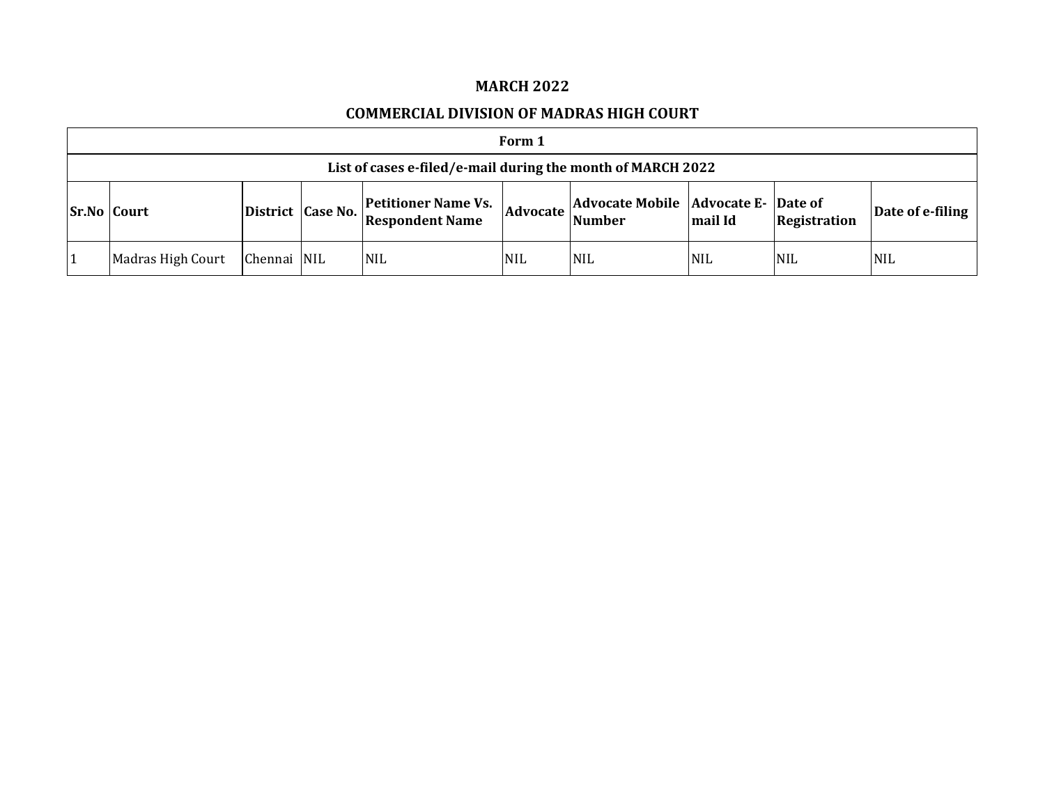## MARCH 2022

## COMMERCIAL DIVISION OF MADRAS HIGH COURT

| Form 1 | | | | | | | | | |
|---|---|---|---|---|---|---|---|---|---|
| List of cases e-filed/e-mail during the month of MARCH 2022 | | | | | | | | | |
| **Sr.No** | **Court** | **District** | **Case No.** | **Petitioner Name Vs. Respondent Name** | **Advocate** | **Advocate Mobile Number** | **Advocate E-mail Id** | **Date of Registration** | **Date of e-filing** |
| 1 | Madras High Court | Chennai | NIL | NIL | NIL | NIL | NIL | NIL | NIL |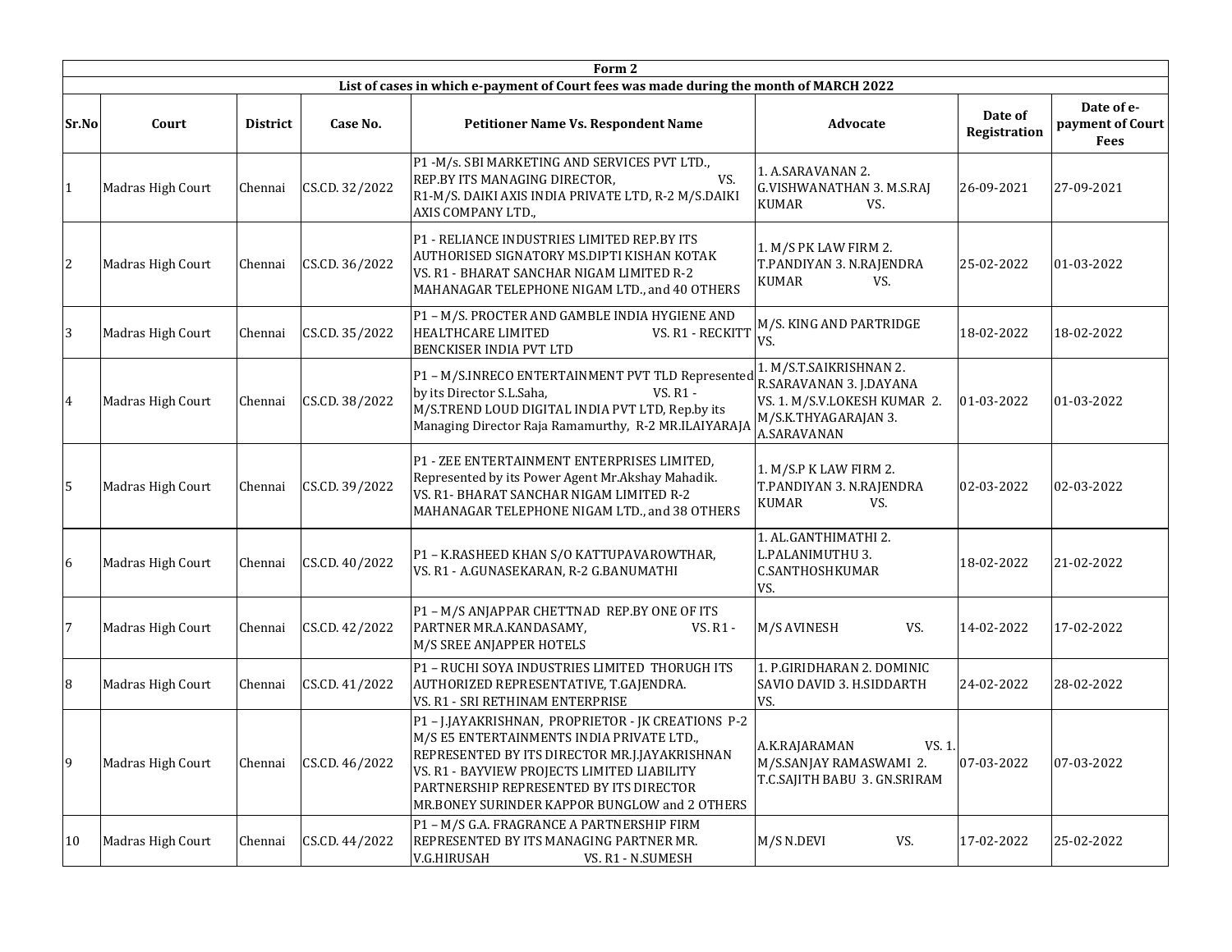| Form 2 | | | | | | | |
|---|---|---|---|---|---|---|---|
| List of cases in which e-payment of Court fees was made during the month of MARCH 2022 | | | | | | | |
| **Sr.No** | **Court** | **District** | **Case No.** | **Petitioner Name Vs. Respondent Name** | **Advocate** | **Date of Registration** | **Date of e-payment of Court Fees** |
| 1 | Madras High Court | Chennai | CS.CD. 32/2022 | P1 -M/s. SBI MARKETING AND SERVICES PVT LTD., REP.BY ITS MANAGING DIRECTOR, VS. R1-M/S. DAIKI AXIS INDIA PRIVATE LTD, R-2 M/S.DAIKI AXIS COMPANY LTD., | 1. A.SARAVANAN 2. G.VISHWANATHAN 3. M.S.RAJ KUMAR VS. | 26-09-2021 | 27-09-2021 |
| 2 | Madras High Court | Chennai | CS.CD. 36/2022 | P1 - RELIANCE INDUSTRIES LIMITED REP.BY ITS AUTHORISED SIGNATORY MS.DIPTI KISHAN KOTAK VS. R1 - BHARAT SANCHAR NIGAM LIMITED R-2 MAHANAGAR TELEPHONE NIGAM LTD., and 40 OTHERS | 1. M/S PK LAW FIRM 2. T.PANDIYAN 3. N.RAJENDRA KUMAR VS. | 25-02-2022 | 01-03-2022 |
| 3 | Madras High Court | Chennai | CS.CD. 35/2022 | P1 – M/S. PROCTER AND GAMBLE INDIA HYGIENE AND HEALTHCARE LIMITED VS. R1 - RECKITT BENCKISER INDIA PVT LTD | M/S. KING AND PARTRIDGE VS. | 18-02-2022 | 18-02-2022 |
| 4 | Madras High Court | Chennai | CS.CD. 38/2022 | P1 – M/S.INRECO ENTERTAINMENT PVT TLD Represented by its Director S.L.Saha, VS. R1 - M/S.TREND LOUD DIGITAL INDIA PVT LTD, Rep.by its Managing Director Raja Ramamurthy, R-2 MR.ILAIYARAJA | 1. M/S.T.SAIKRISHNAN 2. R.SARAVANAN 3. J.DAYANA VS. 1. M/S.V.LOKESH KUMAR 2. M/S.K.THYAGARAJAN 3. A.SARAVANAN | 01-03-2022 | 01-03-2022 |
| 5 | Madras High Court | Chennai | CS.CD. 39/2022 | P1 - ZEE ENTERTAINMENT ENTERPRISES LIMITED, Represented by its Power Agent Mr.Akshay Mahadik. VS. R1- BHARAT SANCHAR NIGAM LIMITED R-2 MAHANAGAR TELEPHONE NIGAM LTD., and 38 OTHERS | 1. M/S.P K LAW FIRM 2. T.PANDIYAN 3. N.RAJENDRA KUMAR VS. | 02-03-2022 | 02-03-2022 |
| 6 | Madras High Court | Chennai | CS.CD. 40/2022 | P1 – K.RASHEED KHAN S/O KATTUPAVAROWTHAR, VS. R1 - A.GUNASEKARAN, R-2 G.BANUMATHI | 1. AL.GANTHIMATHI 2. L.PALANIMUTHU 3. C.SANTHOSHKUMAR VS. | 18-02-2022 | 21-02-2022 |
| 7 | Madras High Court | Chennai | CS.CD. 42/2022 | P1 – M/S ANJAPPAR CHETTNAD REP.BY ONE OF ITS PARTNER MR.A.KANDASAMY, VS. R1 - M/S SREE ANJAPPER HOTELS | M/S AVINESH VS. | 14-02-2022 | 17-02-2022 |
| 8 | Madras High Court | Chennai | CS.CD. 41/2022 | P1 – RUCHI SOYA INDUSTRIES LIMITED THORUGH ITS AUTHORIZED REPRESENTATIVE, T.GAJENDRA. VS. R1 - SRI RETHINAM ENTERPRISE | 1. P.GIRIDHARAN 2. DOMINIC SAVIO DAVID 3. H.SIDDARTH VS. | 24-02-2022 | 28-02-2022 |
| 9 | Madras High Court | Chennai | CS.CD. 46/2022 | P1 – J.JAYAKRISHNAN, PROPRIETOR - JK CREATIONS P-2 M/S E5 ENTERTAINMENTS INDIA PRIVATE LTD., REPRESENTED BY ITS DIRECTOR MR.J.JAYAKRISHNAN VS. R1 - BAYVIEW PROJECTS LIMITED LIABILITY PARTNERSHIP REPRESENTED BY ITS DIRECTOR MR.BONEY SURINDER KAPPOR BUNGLOW and 2 OTHERS | A.K.RAJARAMAN VS. 1. M/S.SANJAY RAMASWAMI 2. T.C.SAJITH BABU 3. GN.SRIRAM | 07-03-2022 | 07-03-2022 |
| 10 | Madras High Court | Chennai | CS.CD. 44/2022 | P1 – M/S G.A. FRAGRANCE A PARTNERSHIP FIRM REPRESENTED BY ITS MANAGING PARTNER MR. V.G.HIRUSAH VS. R1 - N.SUMESH | M/S N.DEVI VS. | 17-02-2022 | 25-02-2022 |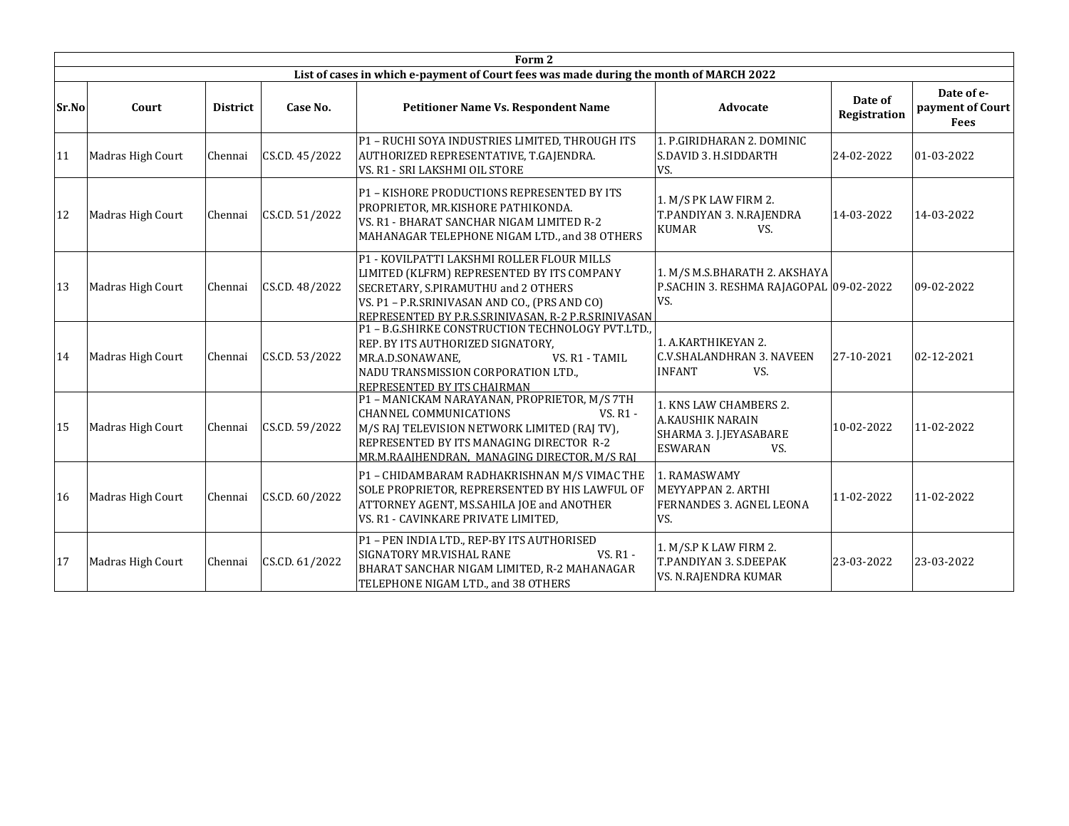| Form 2 | | | | | | | |
|---|---|---|---|---|---|---|---|
| **List of cases in which e-payment of Court fees was made during the month of MARCH 2022** | | | | | | | |
| **Sr.No** | **Court** | **District** | **Case No.** | **Petitioner Name Vs. Respondent Name** | **Advocate** | **Date of Registration** | **Date of e-payment of Court Fees** |
| 11 | Madras High Court | Chennai | CS.CD. 45/2022 | P1 – RUCHI SOYA INDUSTRIES LIMITED, THROUGH ITS AUTHORIZED REPRESENTATIVE, T.GAJENDRA. VS. R1 - SRI LAKSHMI OIL STORE | 1. P.GIRIDHARAN 2. DOMINIC S.DAVID 3. H.SIDDARTH VS. | 24-02-2022 | 01-03-2022 |
| 12 | Madras High Court | Chennai | CS.CD. 51/2022 | P1 – KISHORE PRODUCTIONS REPRESENTED BY ITS PROPRIETOR, MR.KISHORE PATHIKONDA. VS. R1 - BHARAT SANCHAR NIGAM LIMITED R-2 MAHANAGAR TELEPHONE NIGAM LTD., and 38 OTHERS | 1. M/S PK LAW FIRM 2. T.PANDIYAN 3. N.RAJENDRA KUMAR VS. | 14-03-2022 | 14-03-2022 |
| 13 | Madras High Court | Chennai | CS.CD. 48/2022 | P1 - KOVILPATTI LAKSHMI ROLLER FLOUR MILLS LIMITED (KLFRM) REPRESENTED BY ITS COMPANY SECRETARY, S.PIRAMUTHU and 2 OTHERS VS. P1 – P.R.SRINIVASAN AND CO., (PRS AND CO) REPRESENTED BY P.R.S.SRINIVASAN, R-2 P.R.SRINIVASAN | 1. M/S M.S.BHARATH 2. AKSHAYA P.SACHIN 3. RESHMA RAJAGOPAL VS. | 09-02-2022 | 09-02-2022 |
| 14 | Madras High Court | Chennai | CS.CD. 53/2022 | P1 – B.G.SHIRKE CONSTRUCTION TECHNOLOGY PVT.LTD., REP. BY ITS AUTHORIZED SIGNATORY, MR.A.D.SONAWANE, VS. R1 - TAMIL NADU TRANSMISSION CORPORATION LTD., REPRESENTED BY ITS CHAIRMAN | 1. A.KARTHIKEYAN 2. C.V.SHALANDHRAN 3. NAVEEN INFANT VS. | 27-10-2021 | 02-12-2021 |
| 15 | Madras High Court | Chennai | CS.CD. 59/2022 | P1 – MANICKAM NARAYANAN, PROPRIETOR, M/S 7TH CHANNEL COMMUNICATIONS VS. R1 - M/S RAJ TELEVISION NETWORK LIMITED (RAJ TV), REPRESENTED BY ITS MANAGING DIRECTOR R-2 MR.M.RAAJHENDRAN, MANAGING DIRECTOR, M/S RAJ | 1. KNS LAW CHAMBERS 2. A.KAUSHIK NARAIN SHARMA 3. J.JEYASABARE ESWARAN VS. | 10-02-2022 | 11-02-2022 |
| 16 | Madras High Court | Chennai | CS.CD. 60/2022 | P1 – CHIDAMBARAM RADHAKRISHNAN M/S VIMAC THE SOLE PROPRIETOR, REPRERSENTED BY HIS LAWFUL OF ATTORNEY AGENT, MS.SAHILA JOE and ANOTHER VS. R1 - CAVINKARE PRIVATE LIMITED, | 1. RAMASWAMY MEYYAPPAN 2. ARTHI FERNANDES 3. AGNEL LEONA VS. | 11-02-2022 | 11-02-2022 |
| 17 | Madras High Court | Chennai | CS.CD. 61/2022 | P1 – PEN INDIA LTD., REP-BY ITS AUTHORISED SIGNATORY MR.VISHAL RANE VS. R1 - BHARAT SANCHAR NIGAM LIMITED, R-2 MAHANAGAR TELEPHONE NIGAM LTD., and 38 OTHERS | 1. M/S.P K LAW FIRM 2. T.PANDIYAN 3. S.DEEPAK VS. N.RAJENDRA KUMAR | 23-03-2022 | 23-03-2022 |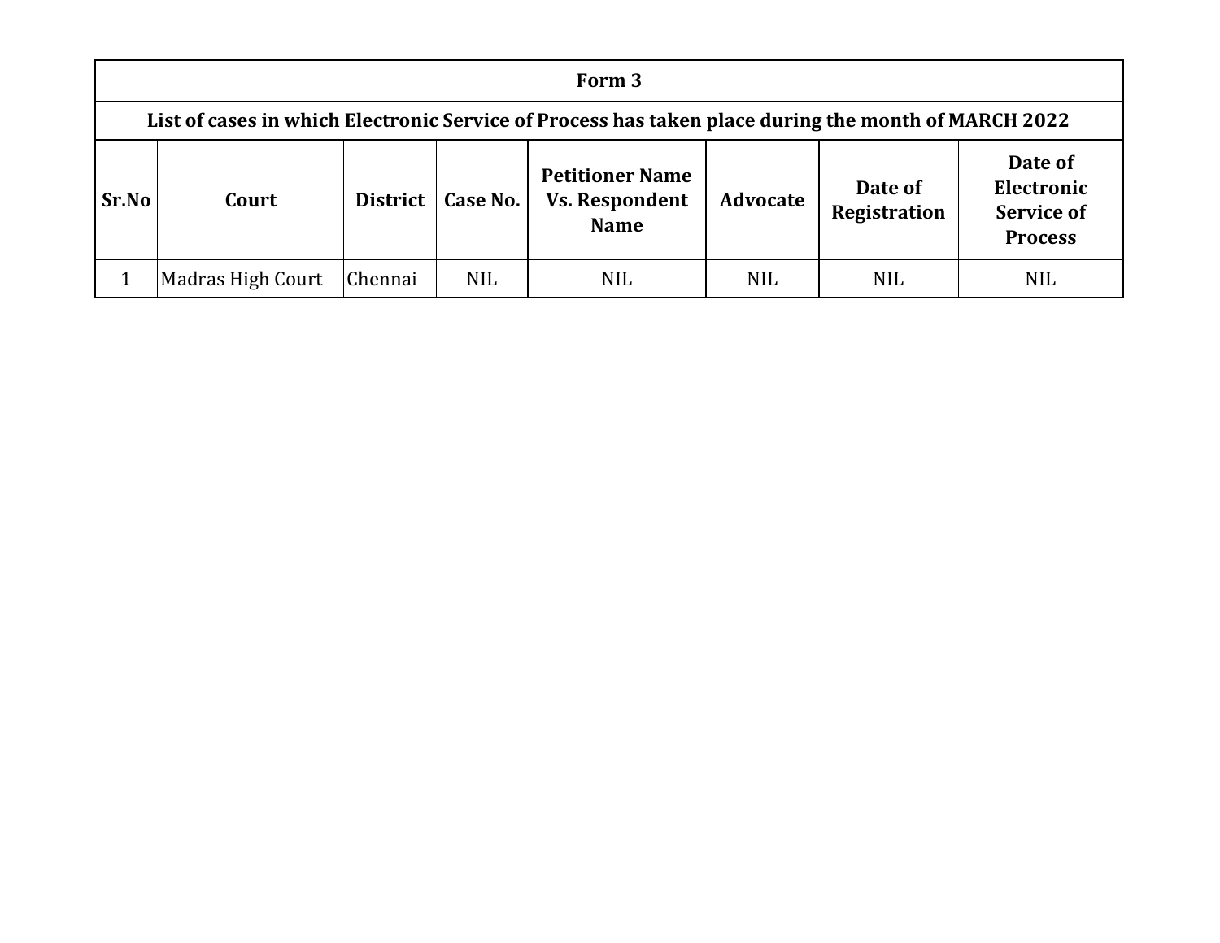| Form 3 | | | | | | | |
|---|---|---|---|---|---|---|---|
| **List of cases in which Electronic Service of Process has taken place during the month of MARCH 2022** | | | | | | | |
| **Sr.No** | **Court** | **District** | **Case No.** | **Petitioner Name Vs. Respondent Name** | **Advocate** | **Date of Registration** | **Date of Electronic Service of Process** |
| 1 | Madras High Court | Chennai | NIL | NIL | NIL | NIL | NIL |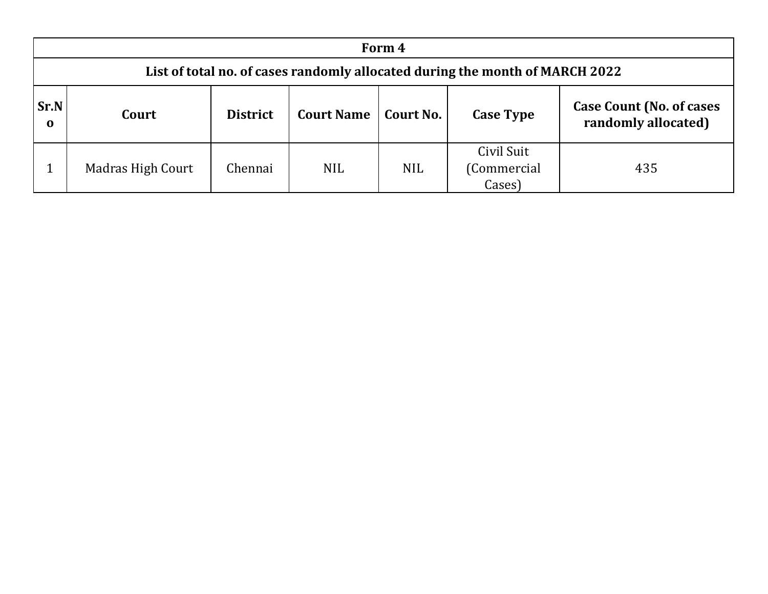| Form 4 | | | | | | |
|---|---|---|---|---|---|---|
| **List of total no. of cases randomly allocated during the month of MARCH 2022** | | | | | | |
| **Sr.No** | **Court** | **District** | **Court Name** | **Court No.** | **Case Type** | **Case Count (No. of cases randomly allocated)** |
| 1 | Madras High Court | Chennai | NIL | NIL | Civil Suit (Commercial Cases) | 435 |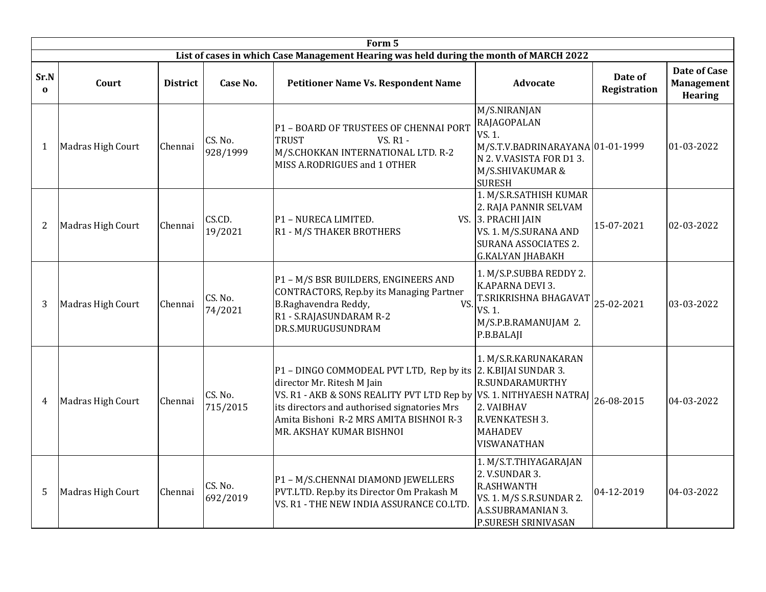| Form 5 | | | | | | | |
|---|---|---|---|---|---|---|---|
| **List of cases in which Case Management Hearing was held during the month of MARCH 2022** | | | | | | | |
| **Sr.No** | **Court** | **District** | **Case No.** | **Petitioner Name Vs. Respondent Name** | **Advocate** | **Date of Registration** | **Date of Case Management Hearing** |
| 1 | Madras High Court | Chennai | CS. No. 928/1999 | P1 – BOARD OF TRUSTEES OF CHENNAI PORT TRUST VS. R1 - M/S.CHOKKAN INTERNATIONAL LTD. R-2 MISS A.RODRIGUES and 1 OTHER | M/S.NIRANJAN RAJAGOPALAN VS. 1. M/S.T.V.BADRINARAYANAN 2. V.VASISTA FOR D1 3. M/S.SHIVAKUMAR & SURESH | 01-01-1999 | 01-03-2022 |
| 2 | Madras High Court | Chennai | CS.CD. 19/2021 | P1 – NURECA LIMITED. VS. R1 - M/S THAKER BROTHERS | 1. M/S.R.SATHISH KUMAR 2. RAJA PANNIR SELVAM 3. PRACHI JAIN VS. 1. M/S.SURANA AND SURANA ASSOCIATES 2. G.KALYAN JHABAKH | 15-07-2021 | 02-03-2022 |
| 3 | Madras High Court | Chennai | CS. No. 74/2021 | P1 – M/S BSR BUILDERS, ENGINEERS AND CONTRACTORS, Rep.by its Managing Partner B.Raghavendra Reddy, VS. R1 - S.RAJASUNDARAM R-2 DR.S.MURUGUSUNDRAM | 1. M/S.P.SUBBA REDDY 2. K.APARNA DEVI 3. T.SRIKRISHNA BHAGAVAT VS. 1. M/S.P.B.RAMANUJAM 2. P.B.BALAJI | 25-02-2021 | 03-03-2022 |
| 4 | Madras High Court | Chennai | CS. No. 715/2015 | P1 – DINGO COMMODEAL PVT LTD, Rep by its director Mr. Ritesh M Jain VS. R1 - AKB & SONS REALITY PVT LTD Rep by its directors and authorised signatories Mrs Amita Bishoni R-2 MRS AMITA BISHNOI R-3 MR. AKSHAY KUMAR BISHNOI | 1. M/S.R.KARUNAKARAN 2. K.BIJAI SUNDAR 3. R.SUNDARAMURTHY VS. 1. NITHYAESH NATRAJ 2. VAIBHAV R.VENKATESH 3. MAHADEV VISWANATHAN | 26-08-2015 | 04-03-2022 |
| 5 | Madras High Court | Chennai | CS. No. 692/2019 | P1 – M/S.CHENNAI DIAMOND JEWELLERS PVT.LTD. Rep.by its Director Om Prakash M VS. R1 - THE NEW INDIA ASSURANCE CO.LTD. | 1. M/S.T.THIYAGARAJAN 2. V.SUNDAR 3. R.ASHWANTH VS. 1. M/S S.R.SUNDAR 2. A.S.SUBRAMANIAN 3. P.SURESH SRINIVASAN | 04-12-2019 | 04-03-2022 |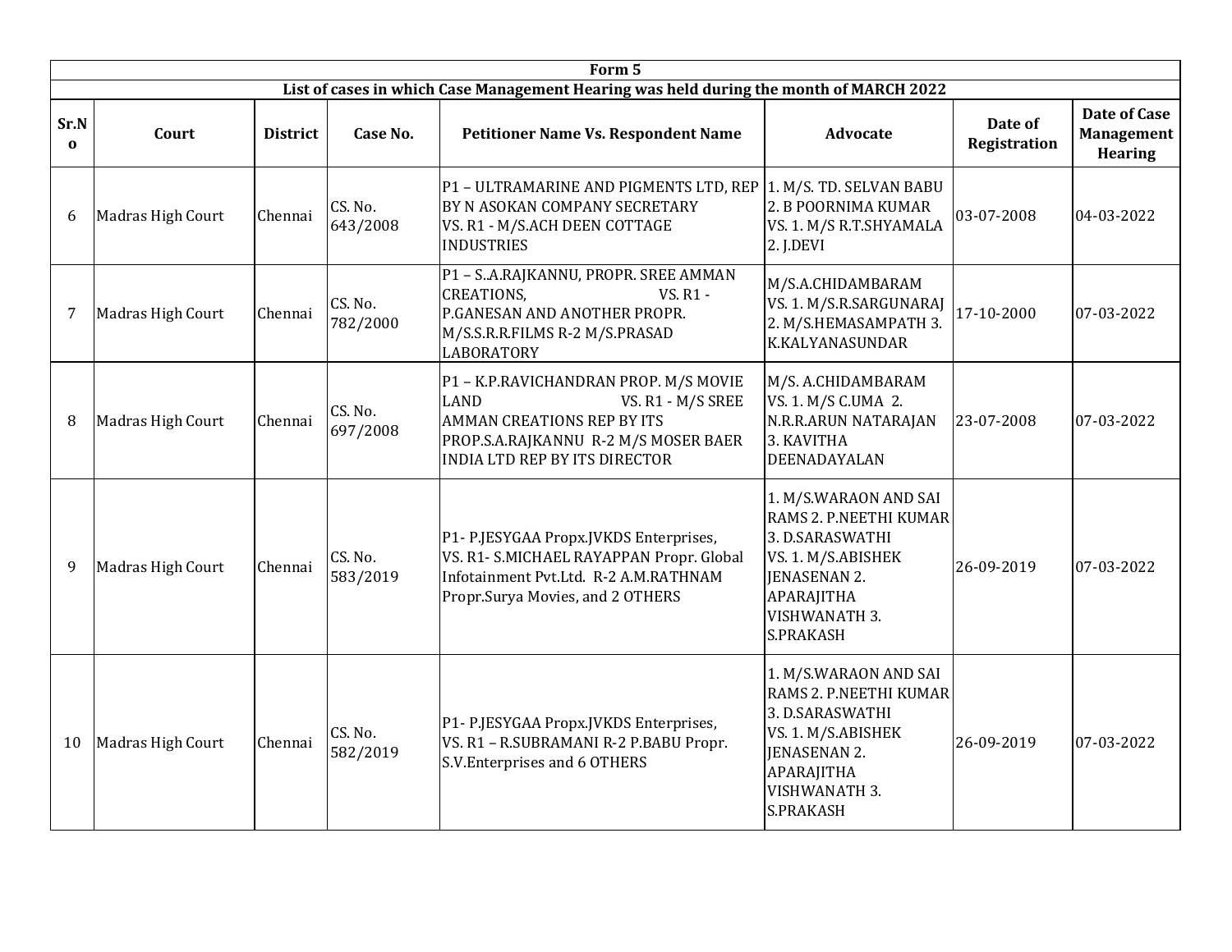| Form 5 | | | | | | | |
|---|---|---|---|---|---|---|---|
| **List of cases in which Case Management Hearing was held during the month of MARCH 2022** | | | | | | | |
| **Sr.No** | **Court** | **District** | **Case No.** | **Petitioner Name Vs. Respondent Name** | **Advocate** | **Date of Registration** | **Date of Case Management Hearing** |
| 6 | Madras High Court | Chennai | CS. No. 643/2008 | P1 – ULTRAMARINE AND PIGMENTS LTD, REP BY N ASOKAN COMPANY SECRETARY VS. R1 - M/S.ACH DEEN COTTAGE INDUSTRIES | 1. M/S. TD. SELVAN BABU 2. B POORNIMA KUMAR VS. 1. M/S R.T.SHYAMALA 2. J.DEVI | 03-07-2008 | 04-03-2022 |
| 7 | Madras High Court | Chennai | CS. No. 782/2000 | P1 – S..A.RAJKANNU, PROPR. SREE AMMAN CREATIONS, VS. R1 - P.GANESAN AND ANOTHER PROPR. M/S.S.R.R.FILMS R-2 M/S.PRASAD LABORATORY | M/S.A.CHIDAMBARAM VS. 1. M/S.R.SARGUNARAJ 2. M/S.HEMASAMPATH 3. K.KALYANASUNDAR | 17-10-2000 | 07-03-2022 |
| 8 | Madras High Court | Chennai | CS. No. 697/2008 | P1 – K.P.RAVICHANDRAN PROP. M/S MOVIE LAND VS. R1 - M/S SREE AMMAN CREATIONS REP BY ITS PROP.S.A.RAJKANNU R-2 M/S MOSER BAER INDIA LTD REP BY ITS DIRECTOR | M/S. A.CHIDAMBARAM VS. 1. M/S C.UMA 2. N.R.R.ARUN NATARAJAN 3. KAVITHA DEENADAYALAN | 23-07-2008 | 07-03-2022 |
| 9 | Madras High Court | Chennai | CS. No. 583/2019 | P1- P.JESYGAA Propx.JVKDS Enterprises, VS. R1- S.MICHAEL RAYAPPAN Propr. Global Infotainment Pvt.Ltd. R-2 A.M.RATHNAM Propr.Surya Movies, and 2 OTHERS | 1. M/S.WARAON AND SAI RAMS 2. P.NEETHI KUMAR 3. D.SARASWATHI VS. 1. M/S.ABISHEK JENASENAN 2. APARAJITHA VISHWANATH 3. S.PRAKASH | 26-09-2019 | 07-03-2022 |
| 10 | Madras High Court | Chennai | CS. No. 582/2019 | P1- P.JESYGAA Propx.JVKDS Enterprises, VS. R1 – R.SUBRAMANI R-2 P.BABU Propr. S.V.Enterprises and 6 OTHERS | 1. M/S.WARAON AND SAI RAMS 2. P.NEETHI KUMAR 3. D.SARASWATHI VS. 1. M/S.ABISHEK JENASENAN 2. APARAJITHA VISHWANATH 3. S.PRAKASH | 26-09-2019 | 07-03-2022 |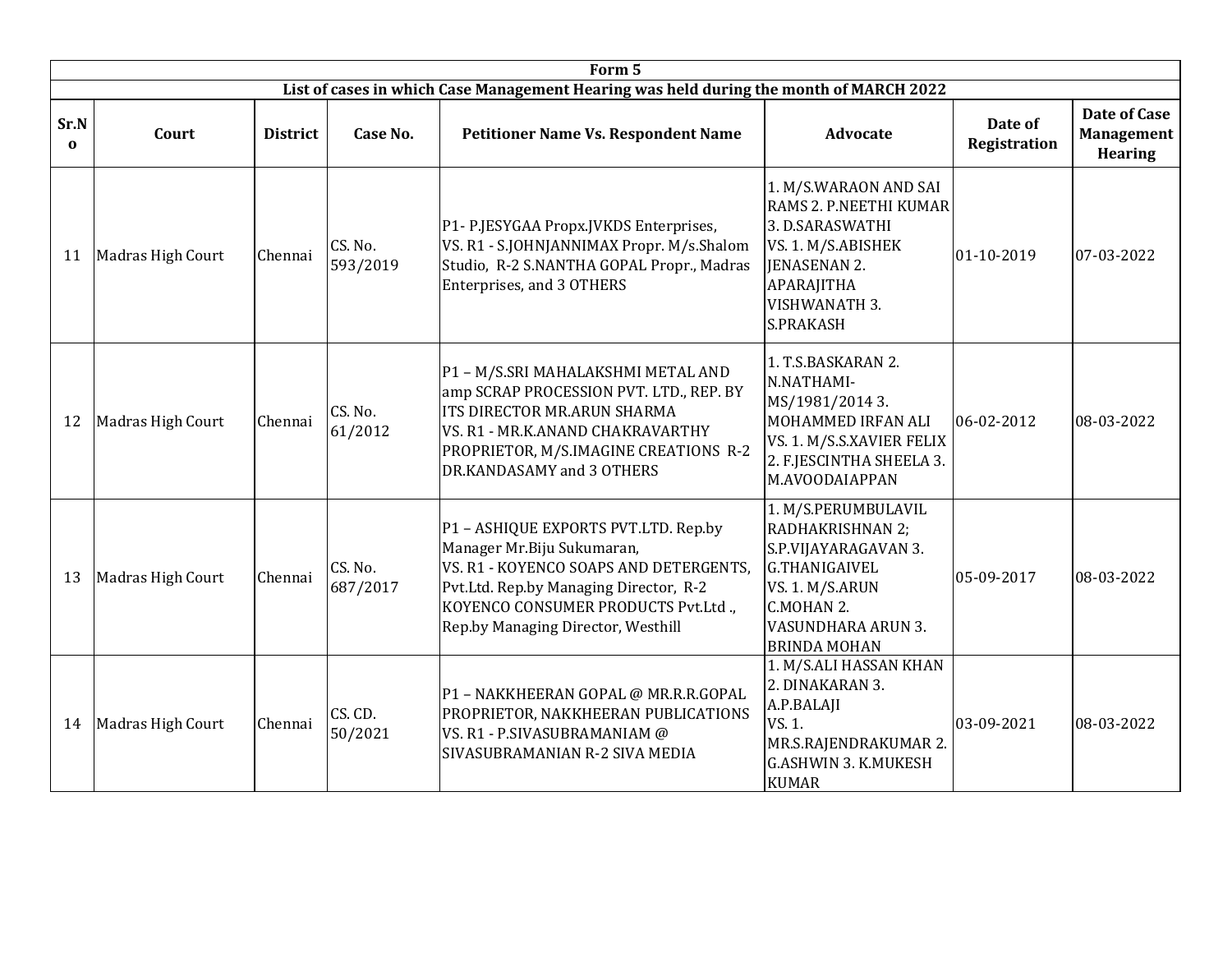| Form 5 | | | | | | | |
|---|---|---|---|---|---|---|---|
| List of cases in which Case Management Hearing was held during the month of MARCH 2022 | | | | | | | |
| Sr.No | Court | District | Case No. | Petitioner Name Vs. Respondent Name | Advocate | Date of Registration | Date of Case Management Hearing |
| 11 | Madras High Court | Chennai | CS. No. 593/2019 | P1- P.JESYGAA Propx.JVKDS Enterprises, VS. R1 - S.JOHNJANNIMAX Propr. M/s.Shalom Studio, R-2 S.NANTHA GOPAL Propr., Madras Enterprises, and 3 OTHERS | 1. M/S.WARAON AND SAI RAMS 2. P.NEETHI KUMAR 3. D.SARASWATHI VS. 1. M/S.ABISHEK JENASENAN 2. APARAJITHA VISHWANATH 3. S.PRAKASH | 01-10-2019 | 07-03-2022 |
| 12 | Madras High Court | Chennai | CS. No. 61/2012 | P1 – M/S.SRI MAHALAKSHMI METAL AND amp SCRAP PROCESSION PVT. LTD., REP. BY ITS DIRECTOR MR.ARUN SHARMA VS. R1 - MR.K.ANAND CHAKRAVARTHY PROPRIETOR, M/S.IMAGINE CREATIONS R-2 DR.KANDASAMY and 3 OTHERS | 1. T.S.BASKARAN 2. N.NATHAMI-MS/1981/2014 3. MOHAMMED IRFAN ALI VS. 1. M/S.S.XAVIER FELIX 2. F.JESCINTHA SHEELA 3. M.AVOODAIAPPAN | 06-02-2012 | 08-03-2022 |
| 13 | Madras High Court | Chennai | CS. No. 687/2017 | P1 – ASHIQUE EXPORTS PVT.LTD. Rep.by Manager Mr.Biju Sukumaran, VS. R1 - KOYENCO SOAPS AND DETERGENTS, Pvt.Ltd. Rep.by Managing Director, R-2 KOYENCO CONSUMER PRODUCTS Pvt.Ltd ., Rep.by Managing Director, Westhill | 1. M/S.PERUMBULAVIL RADHAKRISHNAN 2; S.P.VIJAYARAGAVAN 3. G.THANIGAIVEL VS. 1. M/S.ARUN C.MOHAN 2. VASUNDHARA ARUN 3. BRINDA MOHAN | 05-09-2017 | 08-03-2022 |
| 14 | Madras High Court | Chennai | CS. CD. 50/2021 | P1 – NAKKHEERAN GOPAL @ MR.R.R.GOPAL PROPRIETOR, NAKKHEERAN PUBLICATIONS VS. R1 - P.SIVASUBRAMANIAM @ SIVASUBRAMANIAN R-2 SIVA MEDIA | 1. M/S.ALI HASSAN KHAN 2. DINAKARAN 3. A.P.BALAJI VS. 1. MR.S.RAJENDRAKUMAR 2. G.ASHWIN 3. K.MUKESH KUMAR | 03-09-2021 | 08-03-2022 |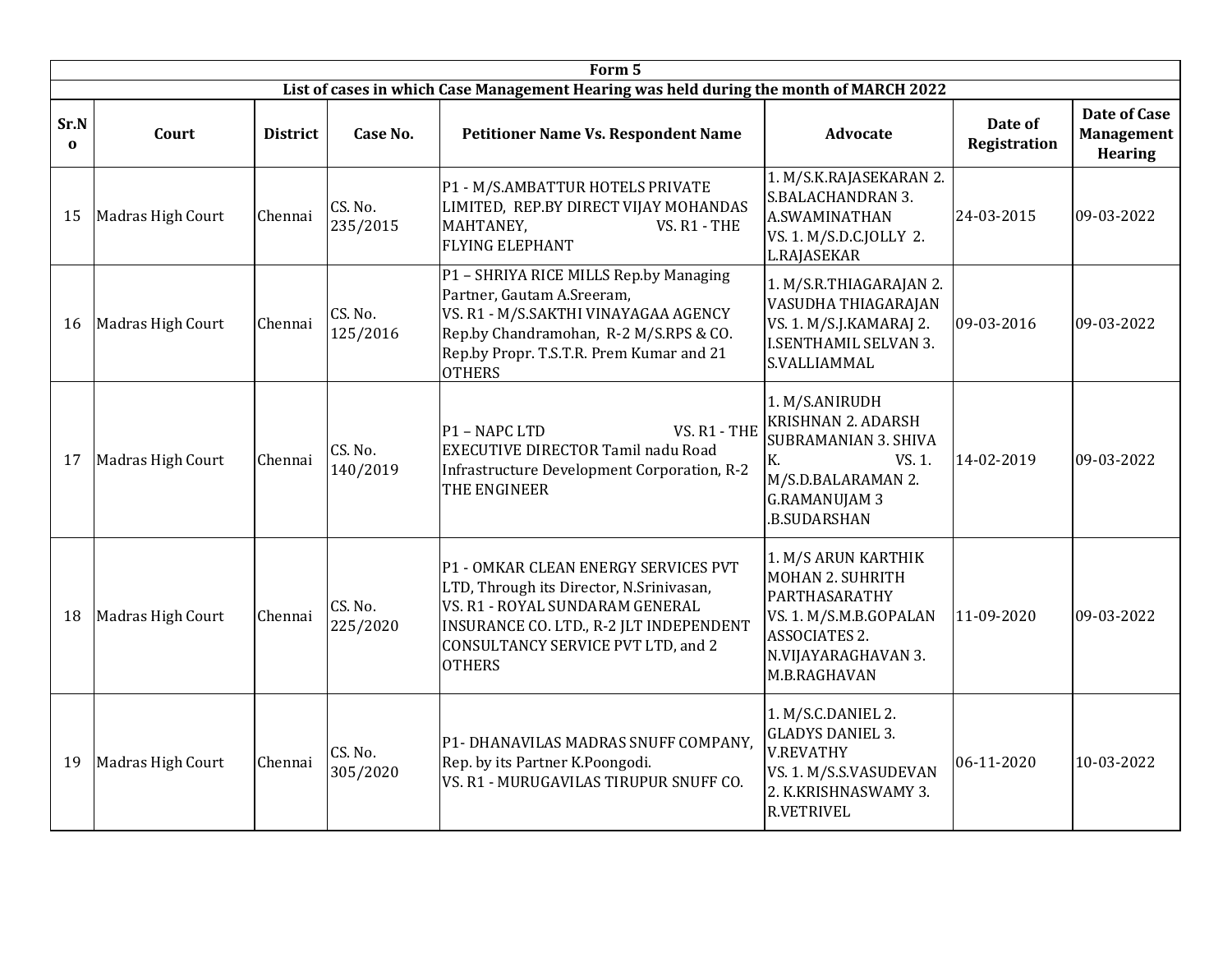| Form 5 | | | | | | | |
|---|---|---|---|---|---|---|---|
| List of cases in which Case Management Hearing was held during the month of MARCH 2022 | | | | | | | |
| **Sr.No** | **Court** | **District** | **Case No.** | **Petitioner Name Vs. Respondent Name** | **Advocate** | **Date of Registration** | **Date of Case Management Hearing** |
| 15 | Madras High Court | Chennai | CS. No. 235/2015 | P1 - M/S.AMBATTUR HOTELS PRIVATE LIMITED, REP.BY DIRECT VIJAY MOHANDAS MAHTANEY, VS. R1 - THE FLYING ELEPHANT | 1. M/S.K.RAJASEKARAN 2. S.BALACHANDRAN 3. A.SWAMINATHAN VS. 1. M/S.D.C.JOLLY 2. L.RAJASEKAR | 24-03-2015 | 09-03-2022 |
| 16 | Madras High Court | Chennai | CS. No. 125/2016 | P1 – SHRIYA RICE MILLS Rep.by Managing Partner, Gautam A.Sreeram, VS. R1 - M/S.SAKTHI VINAYAGAA AGENCY Rep.by Chandramohan, R-2 M/S.RPS & CO. Rep.by Propr. T.S.T.R. Prem Kumar and 21 OTHERS | 1. M/S.R.THIAGARAJAN 2. VASUDHA THIAGARAJAN VS. 1. M/S.J.KAMARAJ 2. I.SENTHAMIL SELVAN 3. S.VALLIAMMAL | 09-03-2016 | 09-03-2022 |
| 17 | Madras High Court | Chennai | CS. No. 140/2019 | P1 – NAPC LTD VS. R1 - THE EXECUTIVE DIRECTOR Tamil nadu Road Infrastructure Development Corporation, R-2 THE ENGINEER | 1. M/S.ANIRUDH KRISHNAN 2. ADARSH SUBRAMANIAN 3. SHIVA K. VS. 1. M/S.D.BALARAMAN 2. G.RAMANUJAM 3 .B.SUDARSHAN | 14-02-2019 | 09-03-2022 |
| 18 | Madras High Court | Chennai | CS. No. 225/2020 | P1 - OMKAR CLEAN ENERGY SERVICES PVT LTD, Through its Director, N.Srinivasan, VS. R1 - ROYAL SUNDARAM GENERAL INSURANCE CO. LTD., R-2 JLT INDEPENDENT CONSULTANCY SERVICE PVT LTD, and 2 OTHERS | 1. M/S ARUN KARTHIK MOHAN 2. SUHRITH PARTHASARATHY VS. 1. M/S.M.B.GOPALAN ASSOCIATES 2. N.VIJAYARAGHAVAN 3. M.B.RAGHAVAN | 11-09-2020 | 09-03-2022 |
| 19 | Madras High Court | Chennai | CS. No. 305/2020 | P1- DHANAVILAS MADRAS SNUFF COMPANY, Rep. by its Partner K.Poongodi. VS. R1 - MURUGAVILAS TIRUPUR SNUFF CO. | 1. M/S.C.DANIEL 2. GLADYS DANIEL 3. V.REVATHY VS. 1. M/S.S.VASUDEVAN 2. K.KRISHNASWAMY 3. R.VETRIVEL | 06-11-2020 | 10-03-2022 |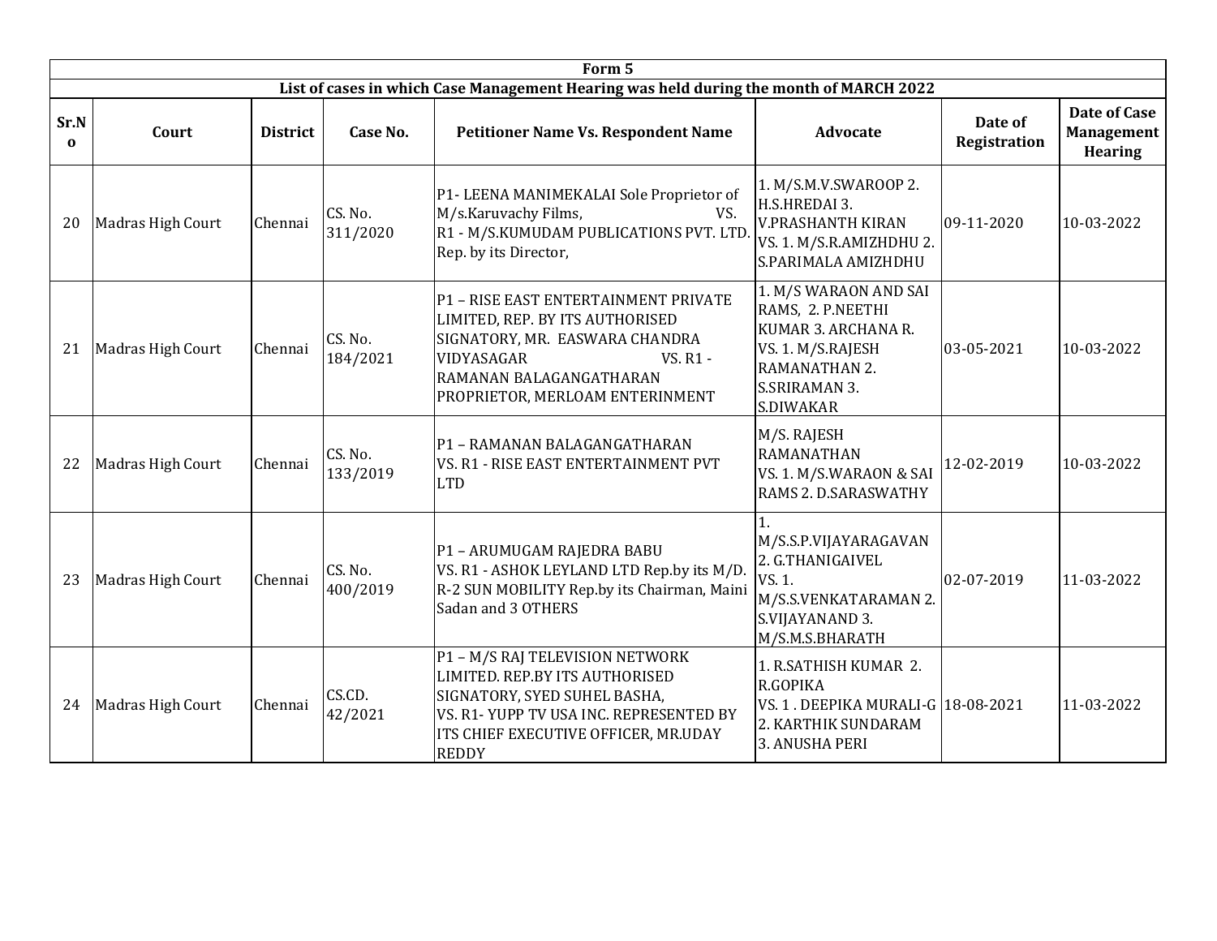| Form 5 | | | | | | | |
|---|---|---|---|---|---|---|---|
| List of cases in which Case Management Hearing was held during the month of MARCH 2022 | | | | | | | |
| Sr.No | Court | District | Case No. | Petitioner Name Vs. Respondent Name | Advocate | Date of Registration | Date of Case Management Hearing |
| 20 | Madras High Court | Chennai | CS. No. 311/2020 | P1- LEENA MANIMEKALAI Sole Proprietor of M/s.Karuvachy Films, VS. R1 - M/S.KUMUDAM PUBLICATIONS PVT. LTD. Rep. by its Director, | 1. M/S.M.V.SWAROOP 2. H.S.HREDAI 3. V.PRASHANTH KIRAN VS. 1. M/S.R.AMIZHDHU 2. S.PARIMALA AMIZHDHU | 09-11-2020 | 10-03-2022 |
| 21 | Madras High Court | Chennai | CS. No. 184/2021 | P1 – RISE EAST ENTERTAINMENT PRIVATE LIMITED, REP. BY ITS AUTHORISED SIGNATORY, MR. EASWARA CHANDRA VIDYASAGAR VS. R1 - RAMANAN BALAGANGATHARAN PROPRIETOR, MERLOAM ENTERINMENT | 1. M/S WARAON AND SAI RAMS, 2. P.NEETHI KUMAR 3. ARCHANA R. VS. 1. M/S.RAJESH RAMANATHAN 2. S.SRIRAMAN 3. S.DIWAKAR | 03-05-2021 | 10-03-2022 |
| 22 | Madras High Court | Chennai | CS. No. 133/2019 | P1 – RAMANAN BALAGANGATHARAN VS. R1 - RISE EAST ENTERTAINMENT PVT LTD | M/S. RAJESH RAMANATHAN VS. 1. M/S.WARAON & SAI RAMS 2. D.SARASWATHY | 12-02-2019 | 10-03-2022 |
| 23 | Madras High Court | Chennai | CS. No. 400/2019 | P1 – ARUMUGAM RAJEDRA BABU VS. R1 - ASHOK LEYLAND LTD Rep.by its M/D. R-2 SUN MOBILITY Rep.by its Chairman, Maini Sadan and 3 OTHERS | 1. M/S.S.P.VIJAYARAGAVAN 2. G.THANIGAIVEL VS. 1. M/S.S.VENKATARAMAN 2. S.VIJAYANAND 3. M/S.M.S.BHARATH | 02-07-2019 | 11-03-2022 |
| 24 | Madras High Court | Chennai | CS.CD. 42/2021 | P1 – M/S RAJ TELEVISION NETWORK LIMITED. REP.BY ITS AUTHORISED SIGNATORY, SYED SUHEL BASHA, VS. R1- YUPP TV USA INC. REPRESENTED BY ITS CHIEF EXECUTIVE OFFICER, MR.UDAY REDDY | 1. R.SATHISH KUMAR 2. R.GOPIKA VS. 1 . DEEPIKA MURALI-G 2. KARTHIK SUNDARAM 3. ANUSHA PERI | 18-08-2021 | 11-03-2022 |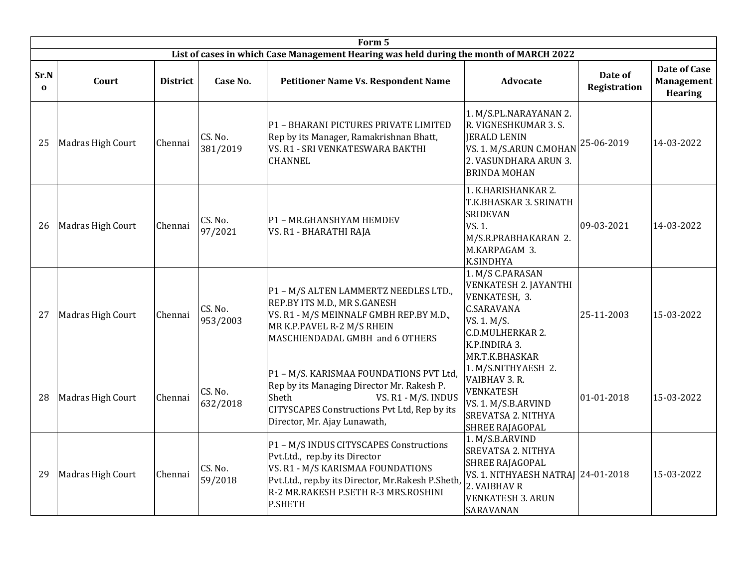| Form 5 | | | | | | | |
|---|---|---|---|---|---|---|---|
| List of cases in which Case Management Hearing was held during the month of MARCH 2022 | | | | | | | |
| **Sr.No** | **Court** | **District** | **Case No.** | **Petitioner Name Vs. Respondent Name** | **Advocate** | **Date of Registration** | **Date of Case Management Hearing** |
| 25 | Madras High Court | Chennai | CS. No. 381/2019 | P1 – BHARANI PICTURES PRIVATE LIMITED Rep by its Manager, Ramakrishnan Bhatt, VS. R1 - SRI VENKATESWARA BAKTHI CHANNEL | 1. M/S.PL.NARAYANAN 2. R. VIGNESHKUMAR 3. S. JERALD LENIN VS. 1. M/S.ARUN C.MOHAN 2. VASUNDHARA ARUN 3. BRINDA MOHAN | 25-06-2019 | 14-03-2022 |
| 26 | Madras High Court | Chennai | CS. No. 97/2021 | P1 – MR.GHANSHYAM HEMDEV VS. R1 - BHARATHI RAJA | 1. K.HARISHANKAR 2. T.K.BHASKAR 3. SRINATH SRIDEVAN VS. 1. M/S.R.PRABHAKARAN 2. M.KARPAGAM 3. K.SINDHYA | 09-03-2021 | 14-03-2022 |
| 27 | Madras High Court | Chennai | CS. No. 953/2003 | P1 – M/S ALTEN LAMMERTZ NEEDLES LTD., REP.BY ITS M.D., MR S.GANESH VS. R1 - M/S MEINNALF GMBH REP.BY M.D., MR K.P.PAVEL R-2 M/S RHEIN MASCHIENDADAL GMBH and 6 OTHERS | 1. M/S C.PARASAN VENKATESH 2. JAYANTHI VENKATESH, 3. C.SARAVANA VS. 1. M/S. C.D.MULHERKAR 2. K.P.INDIRA 3. MR.T.K.BHASKAR | 25-11-2003 | 15-03-2022 |
| 28 | Madras High Court | Chennai | CS. No. 632/2018 | P1 – M/S. KARISMAA FOUNDATIONS PVT Ltd, Rep by its Managing Director Mr. Rakesh P. Sheth VS. R1 - M/S. INDUS CITYSCAPES Constructions Pvt Ltd, Rep by its Director, Mr. Ajay Lunawath, | 1. M/S.NITHYAESH 2. VAIBHAV 3. R. VENKATESH VS. 1. M/S.B.ARVIND SREVATSA 2. NITHYA SHREE RAJAGOPAL | 01-01-2018 | 15-03-2022 |
| 29 | Madras High Court | Chennai | CS. No. 59/2018 | P1 – M/S INDUS CITYSCAPES Constructions Pvt.Ltd., rep.by its Director VS. R1 - M/S KARISMAA FOUNDATIONS Pvt.Ltd., rep.by its Director, Mr.Rakesh P.Sheth, R-2 MR.RAKESH P.SETH R-3 MRS.ROSHINI P.SHETH | 1. M/S.B.ARVIND SREVATSA 2. NITHYA SHREE RAJAGOPAL VS. 1. NITHYAESH NATRAJ 2. VAIBHAV R VENKATESH 3. ARUN SARAVANAN | 24-01-2018 | 15-03-2022 |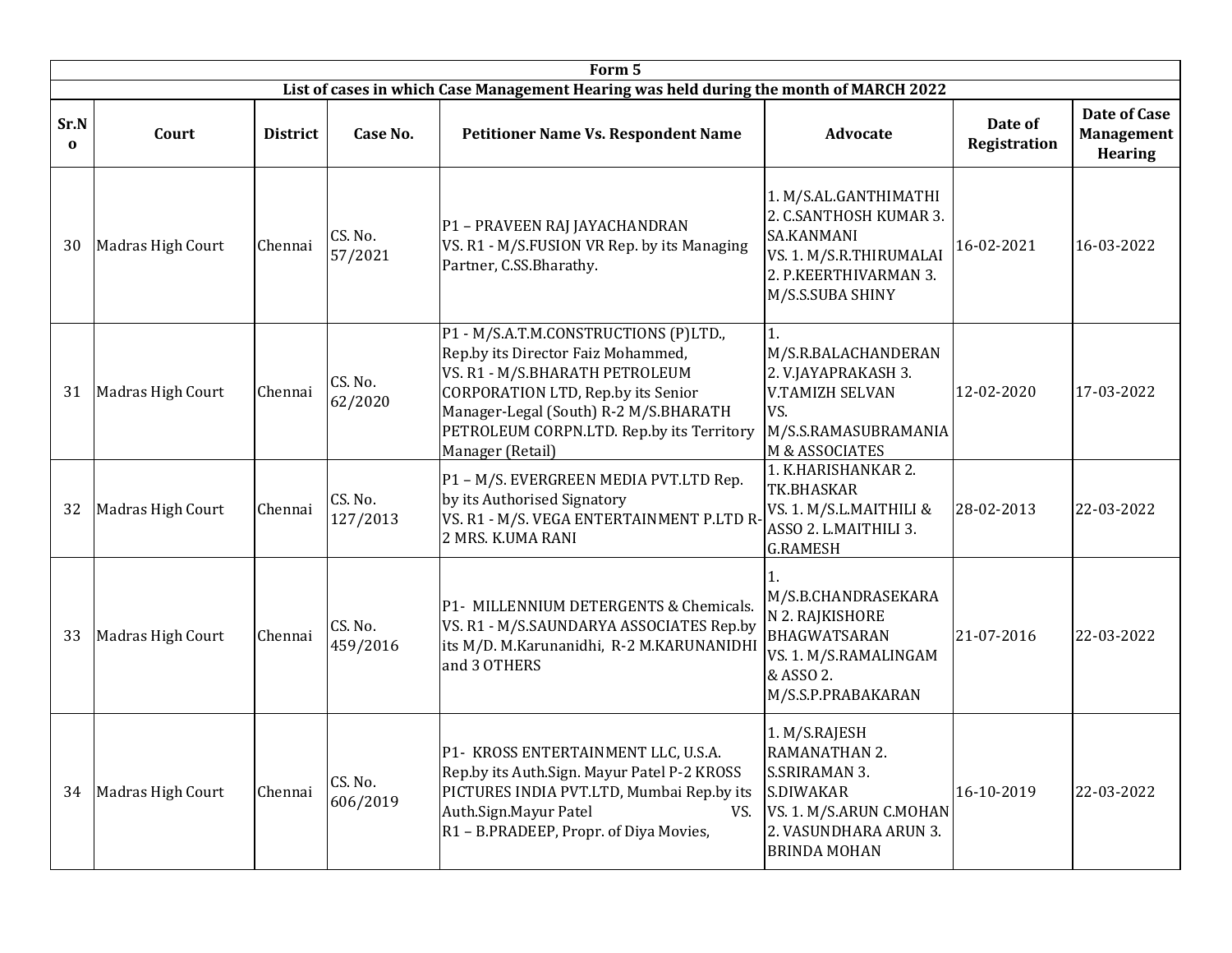| Form 5 | | | | | | | |
|---|---|---|---|---|---|---|---|
| List of cases in which Case Management Hearing was held during the month of MARCH 2022 | | | | | | | |
| **Sr.No** | **Court** | **District** | **Case No.** | **Petitioner Name Vs. Respondent Name** | **Advocate** | **Date of Registration** | **Date of Case Management Hearing** |
| 30 | Madras High Court | Chennai | CS. No. 57/2021 | P1 – PRAVEEN RAJ JAYACHANDRAN VS. R1 - M/S.FUSION VR Rep. by its Managing Partner, C.SS.Bharathy. | 1. M/S.AL.GANTHIMATHI 2. C.SANTHOSH KUMAR 3. SA.KANMANI VS. 1. M/S.R.THIRUMALAI 2. P.KEERTHIVARMAN 3. M/S.S.SUBA SHINY | 16-02-2021 | 16-03-2022 |
| 31 | Madras High Court | Chennai | CS. No. 62/2020 | P1 - M/S.A.T.M.CONSTRUCTIONS (P)LTD., Rep.by its Director Faiz Mohammed, VS. R1 - M/S.BHARATH PETROLEUM CORPORATION LTD, Rep.by its Senior Manager-Legal (South) R-2 M/S.BHARATH PETROLEUM CORPN.LTD. Rep.by its Territory Manager (Retail) | 1. M/S.R.BALACHANDERAN 2. V.JAYAPRAKASH 3. V.TAMIZH SELVAN VS. M/S.S.RAMASUBRAMANIAM & ASSOCIATES | 12-02-2020 | 17-03-2022 |
| 32 | Madras High Court | Chennai | CS. No. 127/2013 | P1 – M/S. EVERGREEN MEDIA PVT.LTD Rep. by its Authorised Signatory VS. R1 - M/S. VEGA ENTERTAINMENT P.LTD R-2 MRS. K.UMA RANI | 1. K.HARISHANKAR 2. TK.BHASKAR VS. 1. M/S.L.MAITHILI & ASSO 2. L.MAITHILI 3. G.RAMESH | 28-02-2013 | 22-03-2022 |
| 33 | Madras High Court | Chennai | CS. No. 459/2016 | P1- MILLENNIUM DETERGENTS & Chemicals. VS. R1 - M/S.SAUNDARYA ASSOCIATES Rep.by its M/D. M.Karunanidhi, R-2 M.KARUNANIDHI and 3 OTHERS | 1. M/S.B.CHANDRASEKARAN 2. RAJKISHORE BHAGWATSARAN VS. 1. M/S.RAMALINGAM & ASSO 2. M/S.S.P.PRABAKARAN | 21-07-2016 | 22-03-2022 |
| 34 | Madras High Court | Chennai | CS. No. 606/2019 | P1- KROSS ENTERTAINMENT LLC, U.S.A. Rep.by its Auth.Sign. Mayur Patel P-2 KROSS PICTURES INDIA PVT.LTD, Mumbai Rep.by its Auth.Sign.Mayur Patel VS. R1 – B.PRADEEP, Propr. of Diya Movies, | 1. M/S.RAJESH RAMANATHAN 2. S.SRIRAMAN 3. S.DIWAKAR VS. 1. M/S.ARUN C.MOHAN 2. VASUNDHARA ARUN 3. BRINDA MOHAN | 16-10-2019 | 22-03-2022 |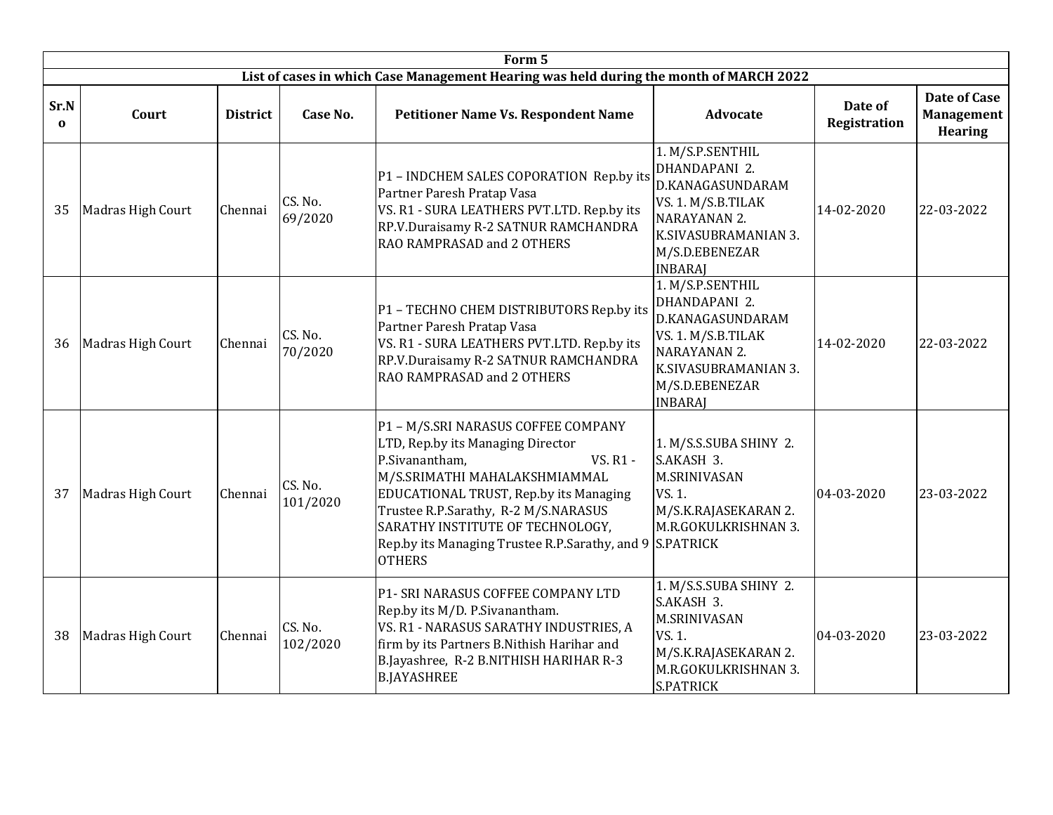| Form 5 | | | | | | | |
|---|---|---|---|---|---|---|---|
| **List of cases in which Case Management Hearing was held during the month of MARCH 2022** | | | | | | | |
| **Sr.No** | **Court** | **District** | **Case No.** | **Petitioner Name Vs. Respondent Name** | **Advocate** | **Date of Registration** | **Date of Case Management Hearing** |
| 35 | Madras High Court | Chennai | CS. No. 69/2020 | P1 – INDCHEM SALES COPORATION Rep.by its Partner Paresh Pratap Vasa VS. R1 - SURA LEATHERS PVT.LTD. Rep.by its RP.V.Duraisamy R-2 SATNUR RAMCHANDRA RAO RAMPRASAD and 2 OTHERS | 1. M/S.P.SENTHIL DHANDAPANI 2. D.KANAGASUNDARAM VS. 1. M/S.B.TILAK NARAYANAN 2. K.SIVASUBRAMANIAN 3. M/S.D.EBENEZAR INBARAJ | 14-02-2020 | 22-03-2022 |
| 36 | Madras High Court | Chennai | CS. No. 70/2020 | P1 – TECHNO CHEM DISTRIBUTORS Rep.by its Partner Paresh Pratap Vasa VS. R1 - SURA LEATHERS PVT.LTD. Rep.by its RP.V.Duraisamy R-2 SATNUR RAMCHANDRA RAO RAMPRASAD and 2 OTHERS | 1. M/S.P.SENTHIL DHANDAPANI 2. D.KANAGASUNDARAM VS. 1. M/S.B.TILAK NARAYANAN 2. K.SIVASUBRAMANIAN 3. M/S.D.EBENEZAR INBARAJ | 14-02-2020 | 22-03-2022 |
| 37 | Madras High Court | Chennai | CS. No. 101/2020 | P1 – M/S.SRI NARASUS COFFEE COMPANY LTD, Rep.by its Managing Director P.Sivanantham, VS. R1 - M/S.SRIMATHI MAHALAKSHMIAMMAL EDUCATIONAL TRUST, Rep.by its Managing Trustee R.P.Sarathy, R-2 M/S.NARASUS SARATHY INSTITUTE OF TECHNOLOGY, Rep.by its Managing Trustee R.P.Sarathy, and 9 OTHERS | 1. M/S.S.SUBA SHINY 2. S.AKASH 3. M.SRINIVASAN VS. 1. M/S.K.RAJASEKARAN 2. M.R.GOKULKRISHNAN 3. S.PATRICK | 04-03-2020 | 23-03-2022 |
| 38 | Madras High Court | Chennai | CS. No. 102/2020 | P1- SRI NARASUS COFFEE COMPANY LTD Rep.by its M/D. P.Sivanantham. VS. R1 - NARASUS SARATHY INDUSTRIES, A firm by its Partners B.Nithish Harihar and B.Jayashree, R-2 B.NITHISH HARIHAR R-3 B.JAYASHREE | 1. M/S.S.SUBA SHINY 2. S.AKASH 3. M.SRINIVASAN VS. 1. M/S.K.RAJASEKARAN 2. M.R.GOKULKRISHNAN 3. S.PATRICK | 04-03-2020 | 23-03-2022 |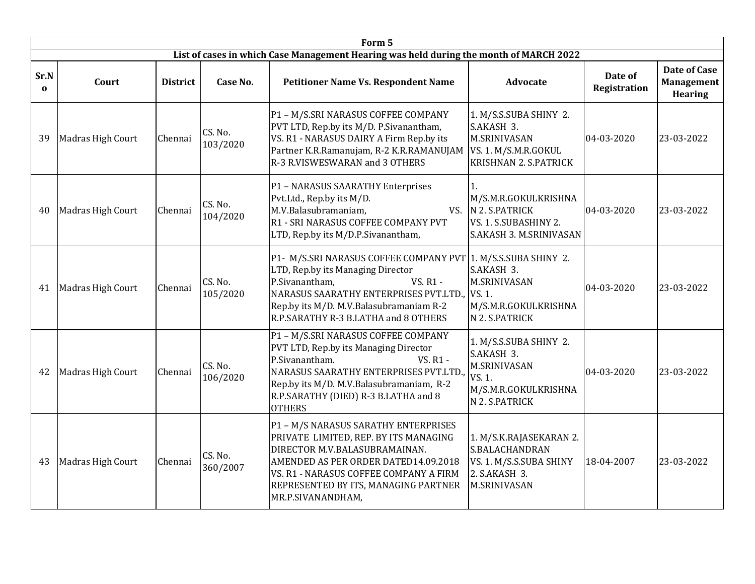| Form 5 | | | | | | | |
|---|---|---|---|---|---|---|---|
| List of cases in which Case Management Hearing was held during the month of MARCH 2022 | | | | | | | |
| **Sr.No** | **Court** | **District** | **Case No.** | **Petitioner Name Vs. Respondent Name** | **Advocate** | **Date of Registration** | **Date of Case Management Hearing** |
| 39 | Madras High Court | Chennai | CS. No. 103/2020 | P1 – M/S.SRI NARASUS COFFEE COMPANY PVT LTD, Rep.by its M/D. P.Sivanantham, VS. R1 - NARASUS DAIRY A Firm Rep.by its Partner K.R.Ramanujam, R-2 K.R.RAMANUJAM R-3 R.VISWESWARAN and 3 OTHERS | 1. M/S.S.SUBA SHINY 2. S.AKASH 3. M.SRINIVASAN VS. 1. M/S.M.R.GOKUL KRISHNAN 2. S.PATRICK | 04-03-2020 | 23-03-2022 |
| 40 | Madras High Court | Chennai | CS. No. 104/2020 | P1 – NARASUS SAARATHY Enterprises Pvt.Ltd., Rep.by its M/D. M.V.Balasubramaniam, VS. R1 - SRI NARASUS COFFEE COMPANY PVT LTD, Rep.by its M/D.P.Sivanantham, | 1. M/S.M.R.GOKULKRISHNAN 2. S.PATRICK VS. 1. S.SUBASHINY 2. S.AKASH 3. M.SRINIVASAN | 04-03-2020 | 23-03-2022 |
| 41 | Madras High Court | Chennai | CS. No. 105/2020 | P1- M/S.SRI NARASUS COFFEE COMPANY PVT LTD, Rep.by its Managing Director P.Sivanantham, VS. R1 - NARASUS SAARATHY ENTERPRISES PVT.LTD., Rep.by its M/D. M.V.Balasubramaniam R-2 R.P.SARATHY R-3 B.LATHA and 8 OTHERS | 1. M/S.S.SUBA SHINY 2. S.AKASH 3. M.SRINIVASAN VS. 1. M/S.M.R.GOKULKRISHNAN 2. S.PATRICK | 04-03-2020 | 23-03-2022 |
| 42 | Madras High Court | Chennai | CS. No. 106/2020 | P1 – M/S.SRI NARASUS COFFEE COMPANY PVT LTD, Rep.by its Managing Director P.Sivanantham. VS. R1 - NARASUS SAARATHY ENTERPRISES PVT.LTD., Rep.by its M/D. M.V.Balasubramaniam, R-2 R.P.SARATHY (DIED) R-3 B.LATHA and 8 OTHERS | 1. M/S.S.SUBA SHINY 2. S.AKASH 3. M.SRINIVASAN VS. 1. M/S.M.R.GOKULKRISHNAN 2. S.PATRICK | 04-03-2020 | 23-03-2022 |
| 43 | Madras High Court | Chennai | CS. No. 360/2007 | P1 – M/S NARASUS SARATHY ENTERPRISES PRIVATE LIMITED, REP. BY ITS MANAGING DIRECTOR M.V.BALASUBRAMAINAN. AMENDED AS PER ORDER DATED14.09.2018 VS. R1 - NARASUS COFFEE COMPANY A FIRM REPRESENTED BY ITS, MANAGING PARTNER MR.P.SIVANANDHAM, | 1. M/S.K.RAJASEKARAN 2. S.BALACHANDRAN VS. 1. M/S.S.SUBA SHINY 2. S.AKASH 3. M.SRINIVASAN | 18-04-2007 | 23-03-2022 |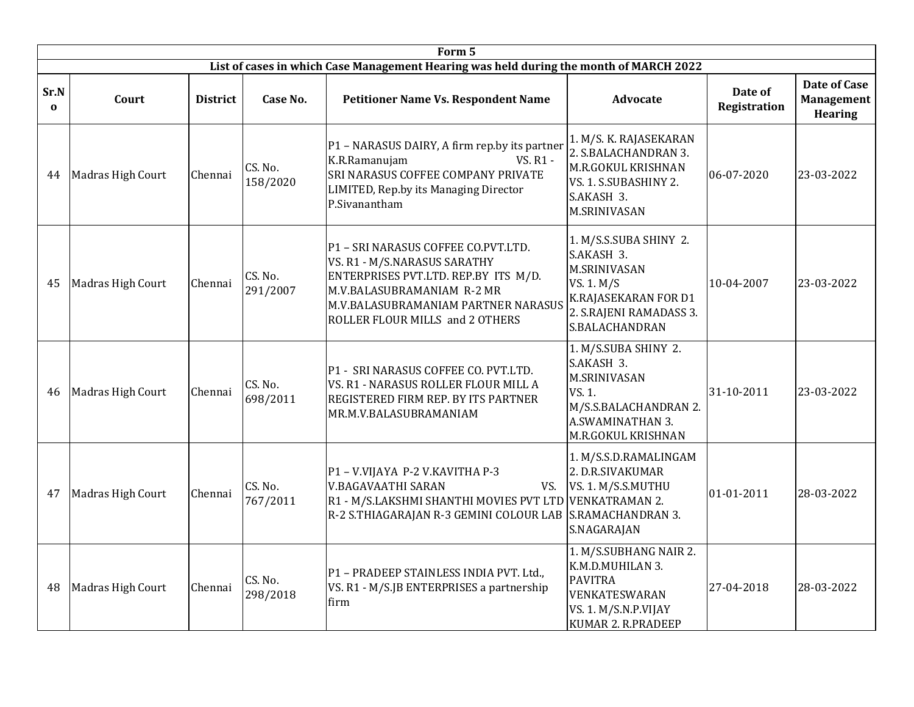| Form 5 | | | | | | | |
|---|---|---|---|---|---|---|---|
| **List of cases in which Case Management Hearing was held during the month of MARCH 2022** | | | | | | | |
| **Sr.No** | **Court** | **District** | **Case No.** | **Petitioner Name Vs. Respondent Name** | **Advocate** | **Date of Registration** | **Date of Case Management Hearing** |
| 44 | Madras High Court | Chennai | CS. No. 158/2020 | P1 – NARASUS DAIRY, A firm rep.by its partner K.R.Ramanujam VS. R1 - SRI NARASUS COFFEE COMPANY PRIVATE LIMITED, Rep.by its Managing Director P.Sivanantham | 1. M/S. K. RAJASEKARAN 2. S.BALACHANDRAN 3. M.R.GOKUL KRISHNAN VS. 1. S.SUBASHINY 2. S.AKASH 3. M.SRINIVASAN | 06-07-2020 | 23-03-2022 |
| 45 | Madras High Court | Chennai | CS. No. 291/2007 | P1 – SRI NARASUS COFFEE CO.PVT.LTD. VS. R1 - M/S.NARASUS SARATHY ENTERPRISES PVT.LTD. REP.BY ITS M/D. M.V.BALASUBRAMANIAM R-2 MR M.V.BALASUBRAMANIAM PARTNER NARASUS ROLLER FLOUR MILLS and 2 OTHERS | 1. M/S.S.SUBA SHINY 2. S.AKASH 3. M.SRINIVASAN VS. 1. M/S K.RAJASEKARAN FOR D1 2. S.RAJENI RAMADASS 3. S.BALACHANDRAN | 10-04-2007 | 23-03-2022 |
| 46 | Madras High Court | Chennai | CS. No. 698/2011 | P1 - SRI NARASUS COFFEE CO. PVT.LTD. VS. R1 - NARASUS ROLLER FLOUR MILL A REGISTERED FIRM REP. BY ITS PARTNER MR.M.V.BALASUBRAMANIAM | 1. M/S.SUBA SHINY 2. S.AKASH 3. M.SRINIVASAN VS. 1. M/S.S.BALACHANDRAN 2. A.SWAMINATHAN 3. M.R.GOKUL KRISHNAN | 31-10-2011 | 23-03-2022 |
| 47 | Madras High Court | Chennai | CS. No. 767/2011 | P1 – V.VIJAYA P-2 V.KAVITHA P-3 V.BAGAVAATHI SARAN VS. R1 - M/S.LAKSHMI SHANTHI MOVIES PVT LTD R-2 S.THIAGARAJAN R-3 GEMINI COLOUR LAB | 1. M/S.S.D.RAMALINGAM 2. D.R.SIVAKUMAR VS. 1. M/S.S.MUTHU VENKATRAMAN 2. S.RAMACHANDRAN 3. S.NAGARAJAN | 01-01-2011 | 28-03-2022 |
| 48 | Madras High Court | Chennai | CS. No. 298/2018 | P1 – PRADEEP STAINLESS INDIA PVT. Ltd., VS. R1 - M/S.JB ENTERPRISES a partnership firm | 1. M/S.SUBHANG NAIR 2. K.M.D.MUHILAN 3. PAVITRA VENKATESWARAN VS. 1. M/S.N.P.VIJAY KUMAR 2. R.PRADEEP | 27-04-2018 | 28-03-2022 |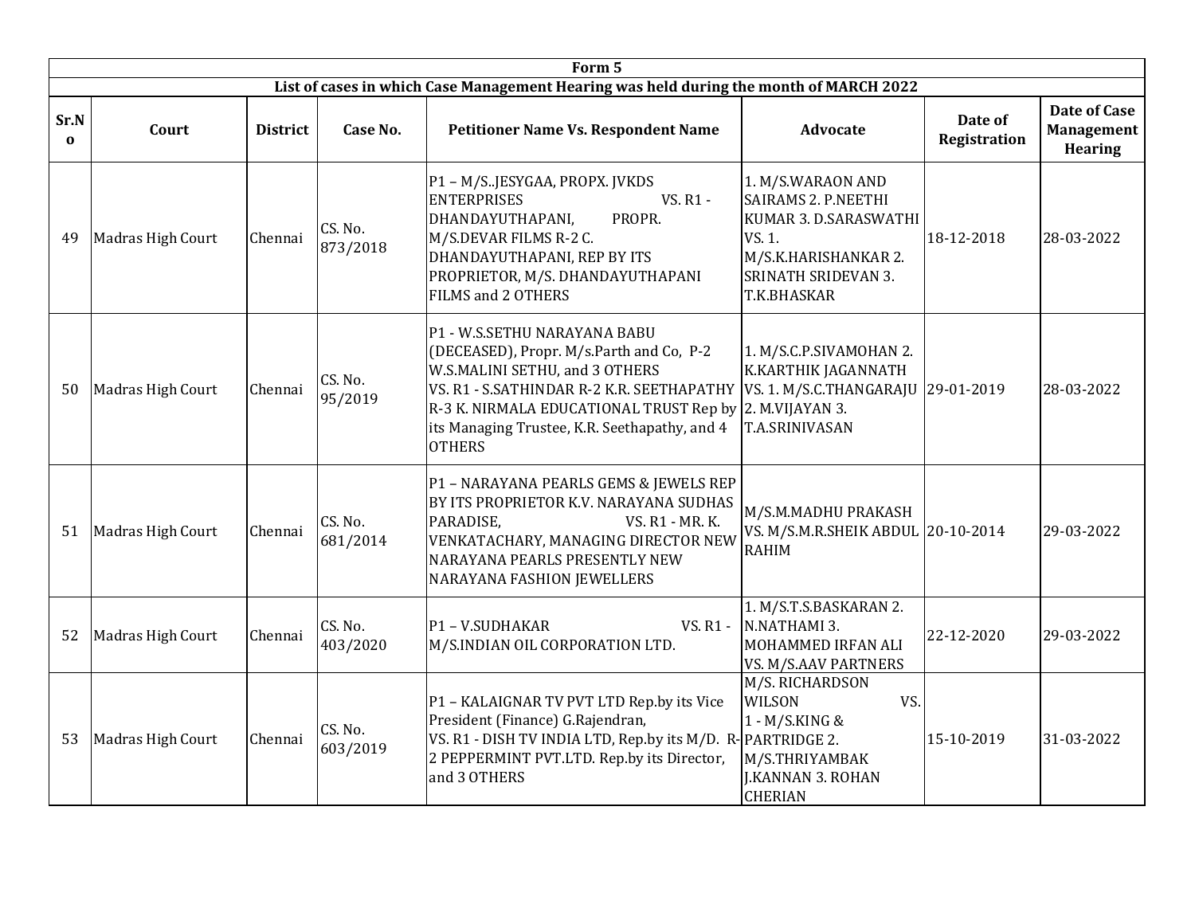| Form 5 | | | | | | | |
|---|---|---|---|---|---|---|---|
| List of cases in which Case Management Hearing was held during the month of MARCH 2022 | | | | | | | |
| Sr.No | Court | District | Case No. | Petitioner Name Vs. Respondent Name | Advocate | Date of Registration | Date of Case Management Hearing |
| 49 | Madras High Court | Chennai | CS. No. 873/2018 | P1 – M/S..JESYGAA, PROPX. JVKDS ENTERPRISES VS. R1 - DHANDAYUTHAPANI, PROPR. M/S.DEVAR FILMS R-2 C. DHANDAYUTHAPANI, REP BY ITS PROPRIETOR, M/S. DHANDAYUTHAPANI FILMS and 2 OTHERS | 1. M/S.WARAON AND SAIRAMS 2. P.NEETHI KUMAR 3. D.SARASWATHI VS. 1. M/S.K.HARISHANKAR 2. SRINATH SRIDEVAN 3. T.K.BHASKAR | 18-12-2018 | 28-03-2022 |
| 50 | Madras High Court | Chennai | CS. No. 95/2019 | P1 - W.S.SETHU NARAYANA BABU (DECEASED), Propr. M/s.Parth and Co, P-2 W.S.MALINI SETHU, and 3 OTHERS VS. R1 - S.SATHINDAR R-2 K.R. SEETHAPATHY R-3 K. NIRMALA EDUCATIONAL TRUST Rep by its Managing Trustee, K.R. Seethapathy, and 4 OTHERS | 1. M/S.C.P.SIVAMOHAN 2. K.KARTHIK JAGANNATH VS. 1. M/S.C.THANGARAJU 2. M.VIJAYAN 3. T.A.SRINIVASAN | 29-01-2019 | 28-03-2022 |
| 51 | Madras High Court | Chennai | CS. No. 681/2014 | P1 – NARAYANA PEARLS GEMS & JEWELS REP BY ITS PROPRIETOR K.V. NARAYANA SUDHAS PARADISE, VS. R1 - MR. K. VENKATACHARY, MANAGING DIRECTOR NEW NARAYANA PEARLS PRESENTLY NEW NARAYANA FASHION JEWELLERS | M/S.M.MADHU PRAKASH VS. M/S.M.R.SHEIK ABDUL RAHIM | 20-10-2014 | 29-03-2022 |
| 52 | Madras High Court | Chennai | CS. No. 403/2020 | P1 – V.SUDHAKAR VS. R1 - M/S.INDIAN OIL CORPORATION LTD. | 1. M/S.T.S.BASKARAN 2. N.NATHAMI 3. MOHAMMED IRFAN ALI VS. M/S.AAV PARTNERS | 22-12-2020 | 29-03-2022 |
| 53 | Madras High Court | Chennai | CS. No. 603/2019 | P1 – KALAIGNAR TV PVT LTD Rep.by its Vice President (Finance) G.Rajendran, VS. R1 - DISH TV INDIA LTD, Rep.by its M/D. R-2 PEPPERMINT PVT.LTD. Rep.by its Director, and 3 OTHERS | M/S. RICHARDSON WILSON VS. 1 - M/S.KING & PARTRIDGE 2. M/S.THRIYAMBAK J.KANNAN 3. ROHAN CHERIAN | 15-10-2019 | 31-03-2022 |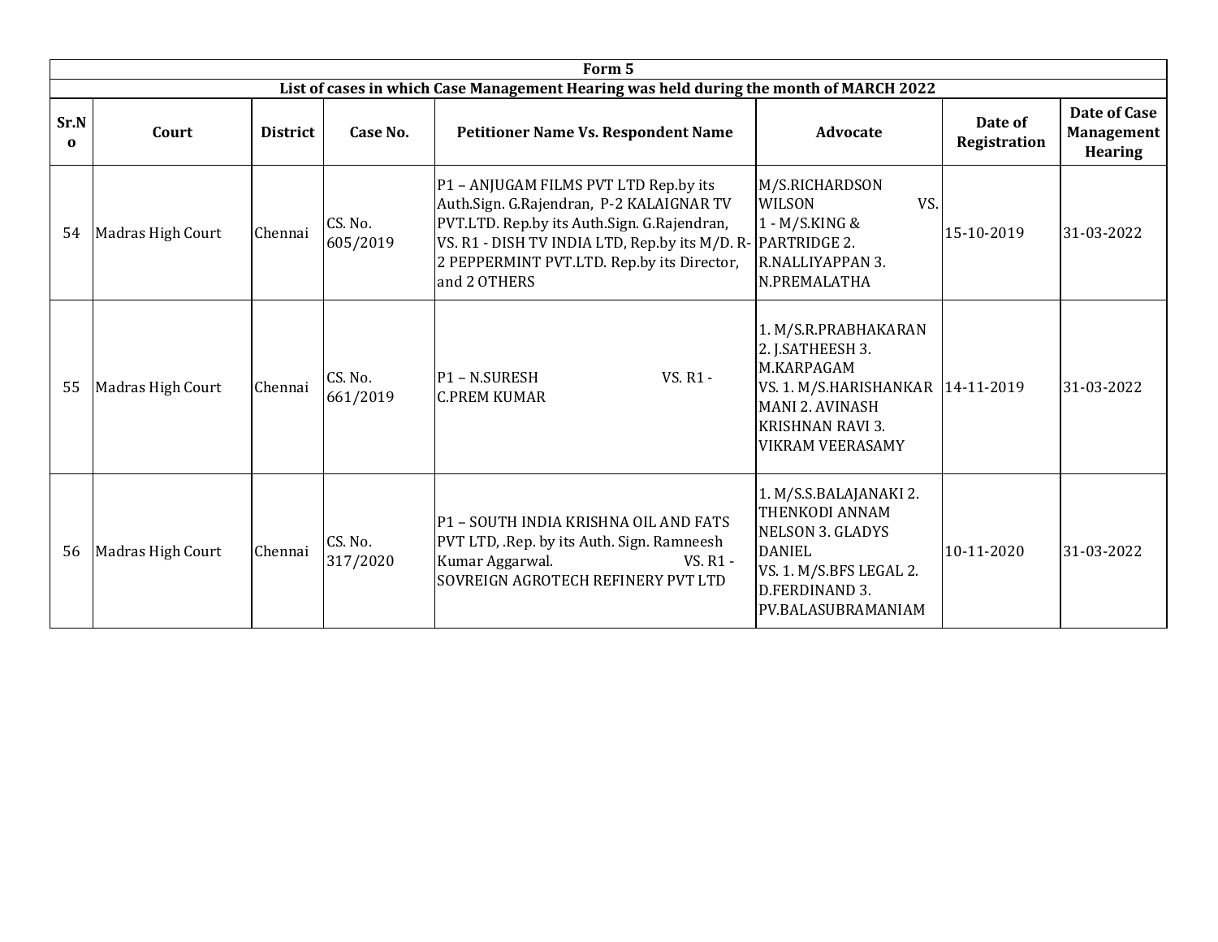| Form 5 | | | | | | | |
|---|---|---|---|---|---|---|---|
| **List of cases in which Case Management Hearing was held during the month of MARCH 2022** | | | | | | | |
| **Sr.No** | **Court** | **District** | **Case No.** | **Petitioner Name Vs. Respondent Name** | **Advocate** | **Date of Registration** | **Date of Case Management Hearing** |
| 54 | Madras High Court | Chennai | CS. No. 605/2019 | P1 – ANJUGAM FILMS PVT LTD Rep.by its Auth.Sign. G.Rajendran, P-2 KALAIGNAR TV PVT.LTD. Rep.by its Auth.Sign. G.Rajendran, VS. R1 - DISH TV INDIA LTD, Rep.by its M/D. R-2 PEPPERMINT PVT.LTD. Rep.by its Director, and 2 OTHERS | M/S.RICHARDSON WILSON VS. 1 - M/S.KING & PARTRIDGE 2. R.NALLIYAPPAN 3. N.PREMALATHA | 15-10-2019 | 31-03-2022 |
| 55 | Madras High Court | Chennai | CS. No. 661/2019 | P1 – N.SURESH VS. R1 - C.PREM KUMAR | 1. M/S.R.PRABHAKARAN 2. J.SATHEESH 3. M.KARPAGAM VS. 1. M/S.HARISHANKAR MANI 2. AVINASH KRISHNAN RAVI 3. VIKRAM VEERASAMY | 14-11-2019 | 31-03-2022 |
| 56 | Madras High Court | Chennai | CS. No. 317/2020 | P1 – SOUTH INDIA KRISHNA OIL AND FATS PVT LTD, .Rep. by its Auth. Sign. Ramneesh Kumar Aggarwal. VS. R1 - SOVREIGN AGROTECH REFINERY PVT LTD | 1. M/S.S.BALAJANAKI 2. THENKODI ANNAM NELSON 3. GLADYS DANIEL VS. 1. M/S.BFS LEGAL 2. D.FERDINAND 3. PV.BALASUBRAMANIAM | 10-11-2020 | 31-03-2022 |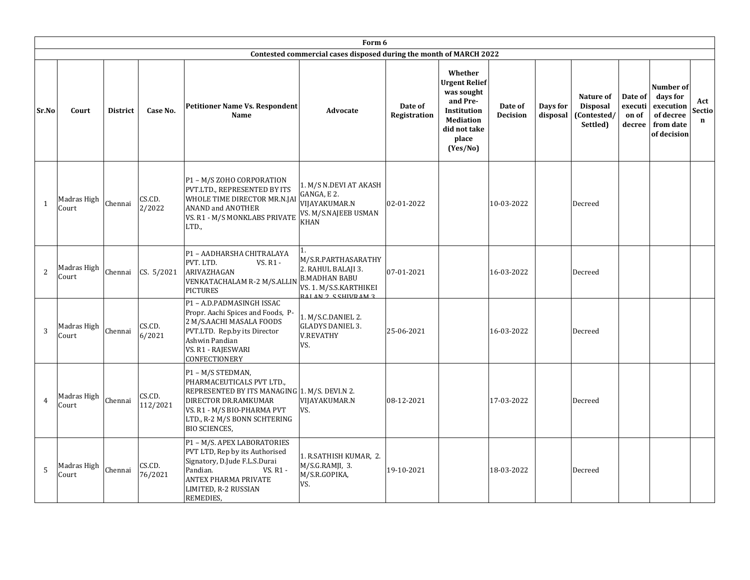| Form 6 | | | | | | | | | | | | | |
|---|---|---|---|---|---|---|---|---|---|---|---|---|---|
| Contested commercial cases disposed during the month of MARCH 2022 | | | | | | | | | | | | | |
| **Sr.No** | **Court** | **District** | **Case No.** | **Petitioner Name Vs. Respondent Name** | **Advocate** | **Date of Registration** | **Whether Urgent Relief was sought and Pre-Institution Mediation did not take place (Yes/No)** | **Date of Decision** | **Days for disposal** | **Nature of Disposal (Contested/ Settled)** | **Date of execution of decree** | **Number of days for execution of decree from date of decision** | **Act Section** |
| 1 | Madras High Court | Chennai | CS.CD. 2/2022 | P1 – M/S ZOHO CORPORATION PVT.LTD., REPRESENTED BY ITS WHOLE TIME DIRECTOR MR.N.JAI ANAND and ANOTHER VS. R1 - M/S MONKLABS PRIVATE LTD., | 1. M/S N.DEVI AT AKASH GANGA, E 2. VIJAYAKUMAR.N VS. M/S.NAJEEB USMAN KHAN | 02-01-2022 | | 10-03-2022 | | Decreed | | | |
| 2 | Madras High Court | Chennai | CS. 5/2021 | P1 – AADHARSHA CHITRALAYA PVT. LTD. VS. R1 - ARIVAZHAGAN VENKATACHALAM R-2 M/S.ALLIN PICTURES | 1. M/S.R.PARTHASARATHY 2. RAHUL BALAJI 3. B.MADHAN BABU VS. 1. M/S.S.KARTHIKEI BALAN 2. S.SHIVRAM 3. | 07-01-2021 | | 16-03-2022 | | Decreed | | | |
| 3 | Madras High Court | Chennai | CS.CD. 6/2021 | P1 – A.D.PADMASINGH ISSAC Propr. Aachi Spices and Foods, P-2 M/S.AACHI MASALA FOODS PVT.LTD. Rep.by its Director Ashwin Pandian VS. R1 - RAJESWARI CONFECTIONERY | 1. M/S.C.DANIEL 2. GLADYS DANIEL 3. V.REVATHY VS. | 25-06-2021 | | 16-03-2022 | | Decreed | | | |
| 4 | Madras High Court | Chennai | CS.CD. 112/2021 | P1 – M/S STEDMAN, PHARMACEUTICALS PVT LTD., REPRESENTED BY ITS MANAGING DIRECTOR DR.RAMKUMAR VS. R1 - M/S BIO-PHARMA PVT LTD., R-2 M/S BONN SCHTERING BIO SCIENCES, | 1. M/S. DEVI.N 2. VIJAYAKUMAR.N VS. | 08-12-2021 | | 17-03-2022 | | Decreed | | | |
| 5 | Madras High Court | Chennai | CS.CD. 76/2021 | P1 – M/S. APEX LABORATORIES PVT LTD, Rep by its Authorised Signatory, D.Jude F.L.S.Durai Pandian. VS. R1 - ANTEX PHARMA PRIVATE LIMITED, R-2 RUSSIAN REMEDIES, | 1. R.SATHISH KUMAR, 2. M/S.G.RAMJI, 3. M/S.R.GOPIKA, VS. | 19-10-2021 | | 18-03-2022 | | Decreed | | | |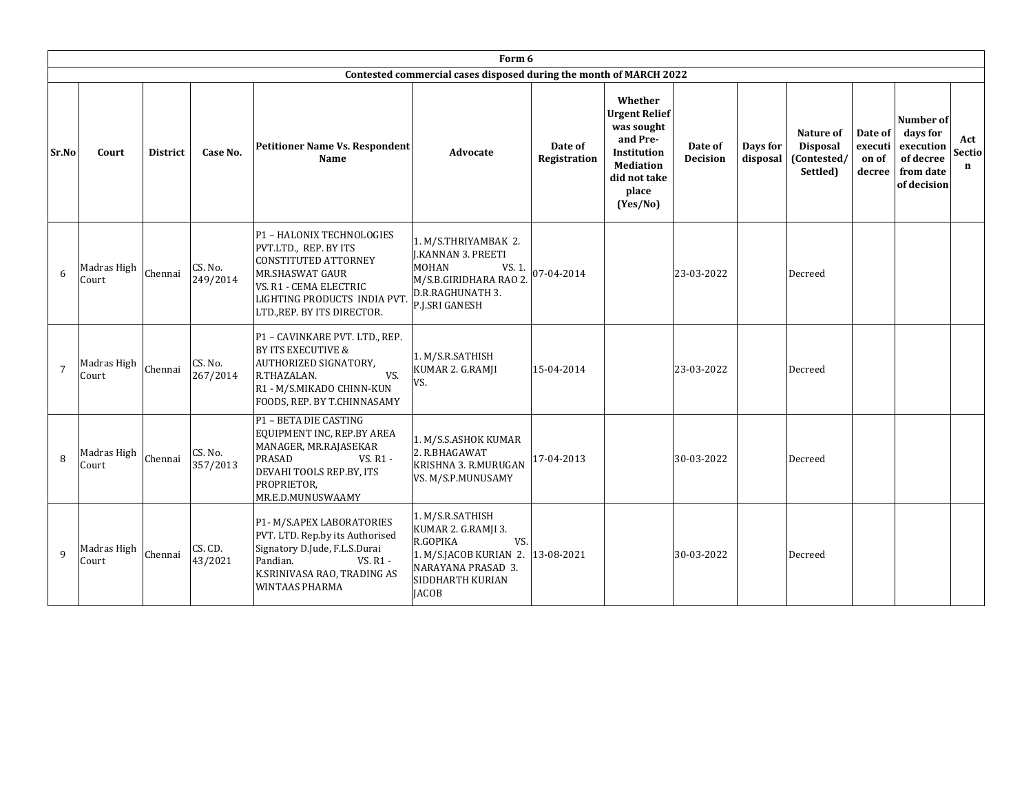| Form 6 | | | | | | | | | | | | | |
|---|---|---|---|---|---|---|---|---|---|---|---|---|---|
| Contested commercial cases disposed during the month of MARCH 2022 | | | | | | | | | | | | | |
| Sr.No | Court | District | Case No. | Petitioner Name Vs. Respondent Name | Advocate | Date of Registration | Whether Urgent Relief was sought and Pre-Institution Mediation did not take place (Yes/No) | Date of Decision | Days for disposal | Nature of Disposal (Contested/ Settled) | Date of execution of decree | Number of days for execution of decree from date of decision | Act Section |
| 6 | Madras High Court | Chennai | CS. No. 249/2014 | P1 – HALONIX TECHNOLOGIES PVT.LTD., REP. BY ITS CONSTITUTED ATTORNEY MR.SHASWAT GAUR VS. R1 - CEMA ELECTRIC LIGHTING PRODUCTS INDIA PVT. LTD.,REP. BY ITS DIRECTOR. | 1. M/S.THRIYAMBAK 2. J.KANNAN 3. PREETI MOHAN VS. 1. M/S.B.GIRIDHARA RAO 2. D.R.RAGHUNATH 3. P.J.SRI GANESH | 07-04-2014 | | 23-03-2022 | | Decreed | | | |
| 7 | Madras High Court | Chennai | CS. No. 267/2014 | P1 – CAVINKARE PVT. LTD., REP. BY ITS EXECUTIVE & AUTHORIZED SIGNATORY, R.THAZALAN. VS. R1 - M/S.MIKADO CHINN-KUN FOODS, REP. BY T.CHINNASAMY | 1. M/S.R.SATHISH KUMAR 2. G.RAMJI VS. | 15-04-2014 | | 23-03-2022 | | Decreed | | | |
| 8 | Madras High Court | Chennai | CS. No. 357/2013 | P1 – BETA DIE CASTING EQUIPMENT INC, REP.BY AREA MANAGER, MR.RAJASEKAR PRASAD VS. R1 - DEVAHI TOOLS REP.BY, ITS PROPRIETOR, MR.E.D.MUNUSWAAMY | 1. M/S.S.ASHOK KUMAR 2. R.BHAGAWAT KRISHNA 3. R.MURUGAN VS. M/S.P.MUNUSAMY | 17-04-2013 | | 30-03-2022 | | Decreed | | | |
| 9 | Madras High Court | Chennai | CS. CD. 43/2021 | P1- M/S.APEX LABORATORIES PVT. LTD. Rep.by its Authorised Signatory D.Jude, F.L.S.Durai Pandian. VS. R1 - K.SRINIVASA RAO, TRADING AS WINTAAS PHARMA | 1. M/S.R.SATHISH KUMAR 2. G.RAMJI 3. R.GOPIKA VS. 1. M/S.JACOB KURIAN 2. NARAYANA PRASAD 3. SIDDHARTH KURIAN JACOB | 13-08-2021 | | 30-03-2022 | | Decreed | | | |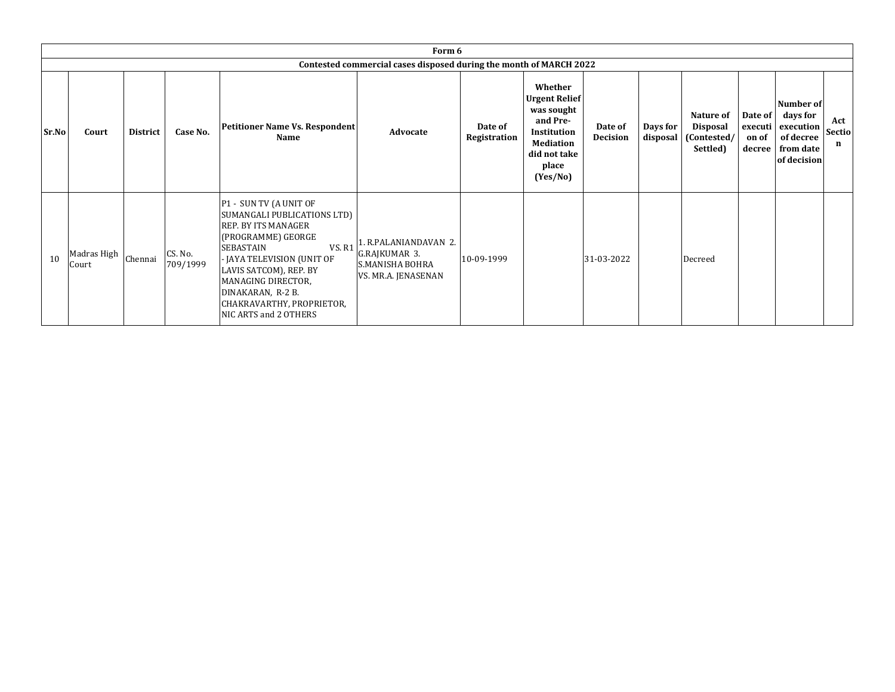| Form 6 | | | | | | | | | | | | | |
|---|---|---|---|---|---|---|---|---|---|---|---|---|---|
| Contested commercial cases disposed during the month of MARCH 2022 | | | | | | | | | | | | | |
| **Sr.No** | **Court** | **District** | **Case No.** | **Petitioner Name Vs. Respondent Name** | **Advocate** | **Date of Registration** | **Whether Urgent Relief was sought and Pre-Institution Mediation did not take place (Yes/No)** | **Date of Decision** | **Days for disposal** | **Nature of Disposal (Contested/ Settled)** | **Date of execution of decree** | **Number of days for execution of decree from date of decision** | **Act Section** |
| 10 | Madras High Court | Chennai | CS. No. 709/1999 | P1 - SUN TV (A UNIT OF SUMANGALI PUBLICATIONS LTD) REP. BY ITS MANAGER (PROGRAMME) GEORGE SEBASTAIN VS. R1 - JAYA TELEVISION (UNIT OF LAVIS SATCOM), REP. BY MANAGING DIRECTOR, DINAKARAN, R-2 B. CHAKRAVARTHY, PROPRIETOR, NIC ARTS and 2 OTHERS | 1. R.PALANIANDAVAN 2. G.RAJKUMAR 3. S.MANISHA BOHRA VS. MR.A. JENASENAN | 10-09-1999 | | 31-03-2022 | | Decreed | | | |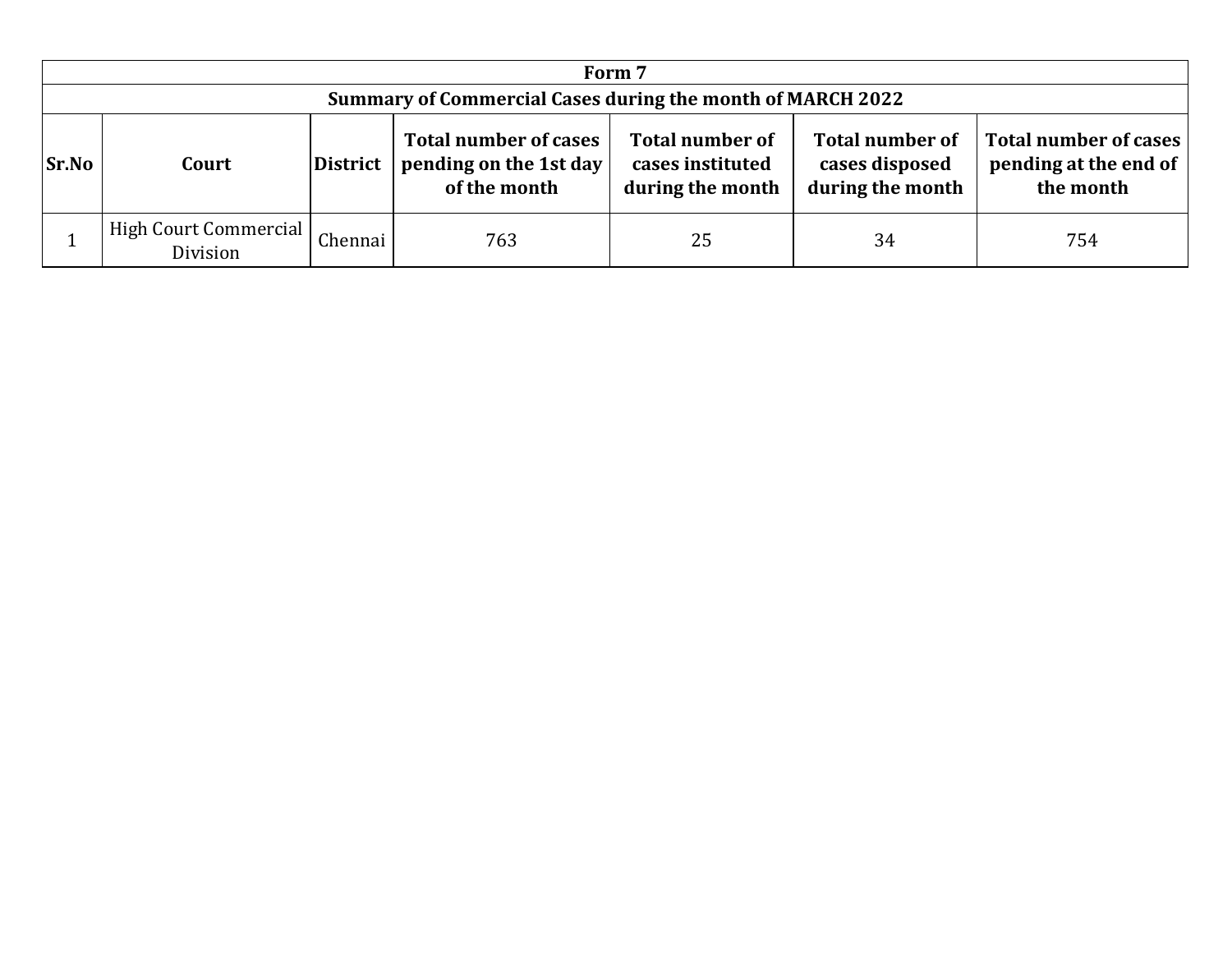| Form 7 | | | | | | |
|---|---|---|---|---|---|---|
| **Summary of Commercial Cases during the month of MARCH 2022** | | | | | | |
| **Sr.No** | **Court** | **District** | **Total number of cases pending on the 1st day of the month** | **Total number of cases instituted during the month** | **Total number of cases disposed during the month** | **Total number of cases pending at the end of the month** |
| 1 | High Court Commercial Division | Chennai | 763 | 25 | 34 | 754 |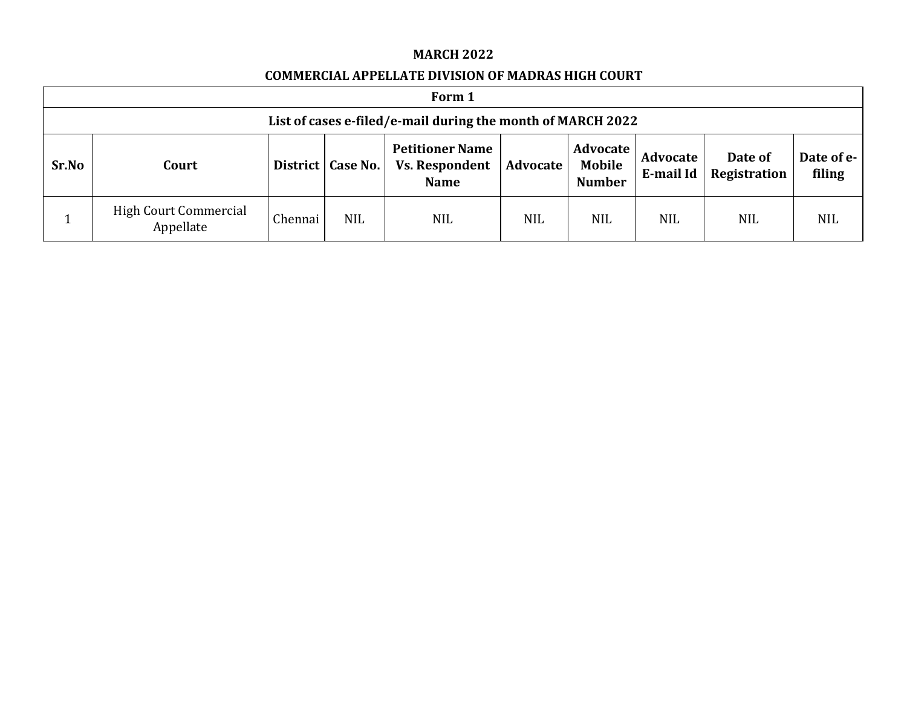**MARCH 2022**

**COMMERCIAL APPELLATE DIVISION OF MADRAS HIGH COURT**

| Form 1 | | | | | | | | | |
|---|---|---|---|---|---|---|---|---|---|
| List of cases e-filed/e-mail during the month of MARCH 2022 | | | | | | | | | |
| **Sr.No** | **Court** | **District** | **Case No.** | **Petitioner Name Vs. Respondent Name** | **Advocate** | **Advocate Mobile Number** | **Advocate E-mail Id** | **Date of Registration** | **Date of e-filing** |
| 1 | High Court Commercial Appellate | Chennai | NIL | NIL | NIL | NIL | NIL | NIL | NIL |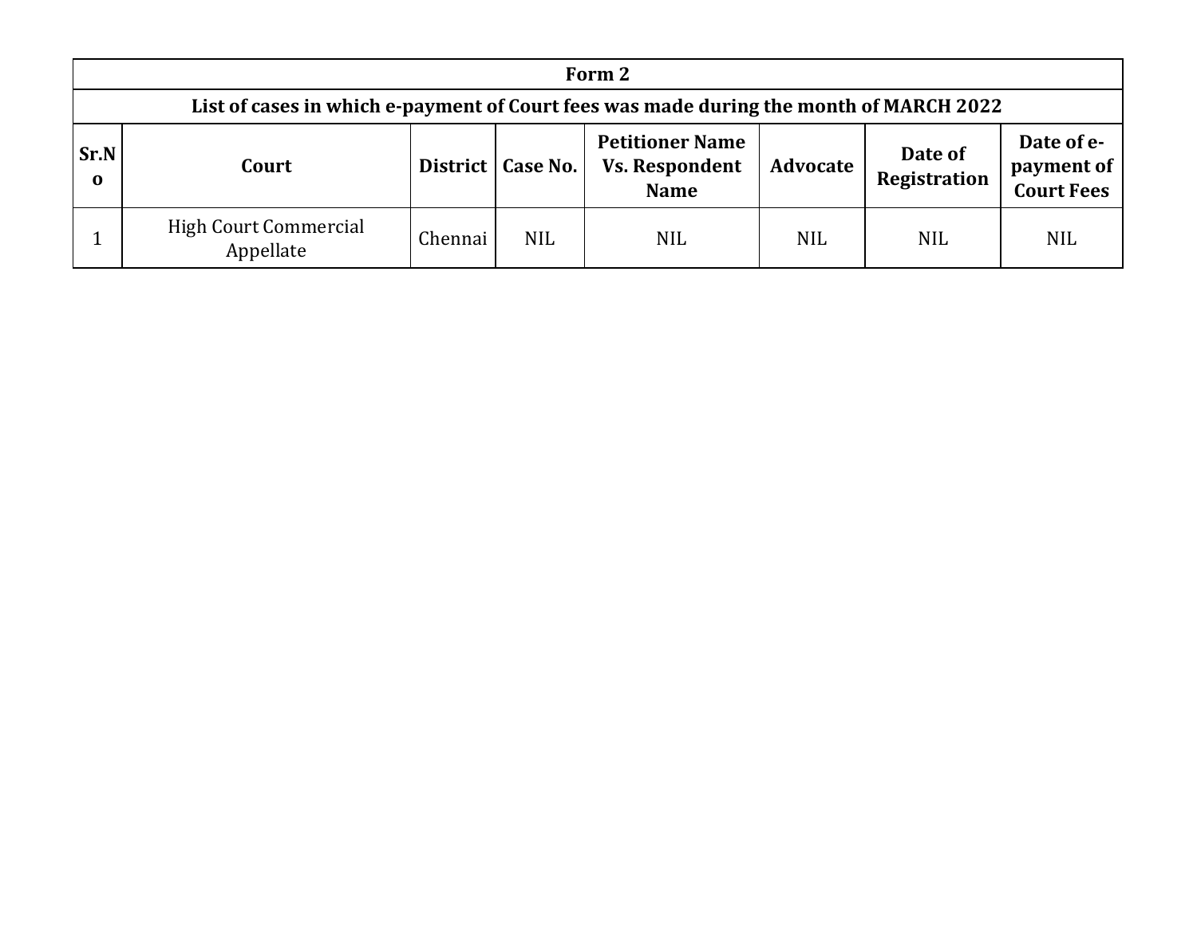| Form 2 | | | | | | | |
|---|---|---|---|---|---|---|---|
| List of cases in which e-payment of Court fees was made during the month of MARCH 2022 | | | | | | | |
| **Sr.No** | **Court** | **District** | **Case No.** | **Petitioner Name Vs. Respondent Name** | **Advocate** | **Date of Registration** | **Date of e-payment of Court Fees** |
| 1 | High Court Commercial Appellate | Chennai | NIL | NIL | NIL | NIL | NIL |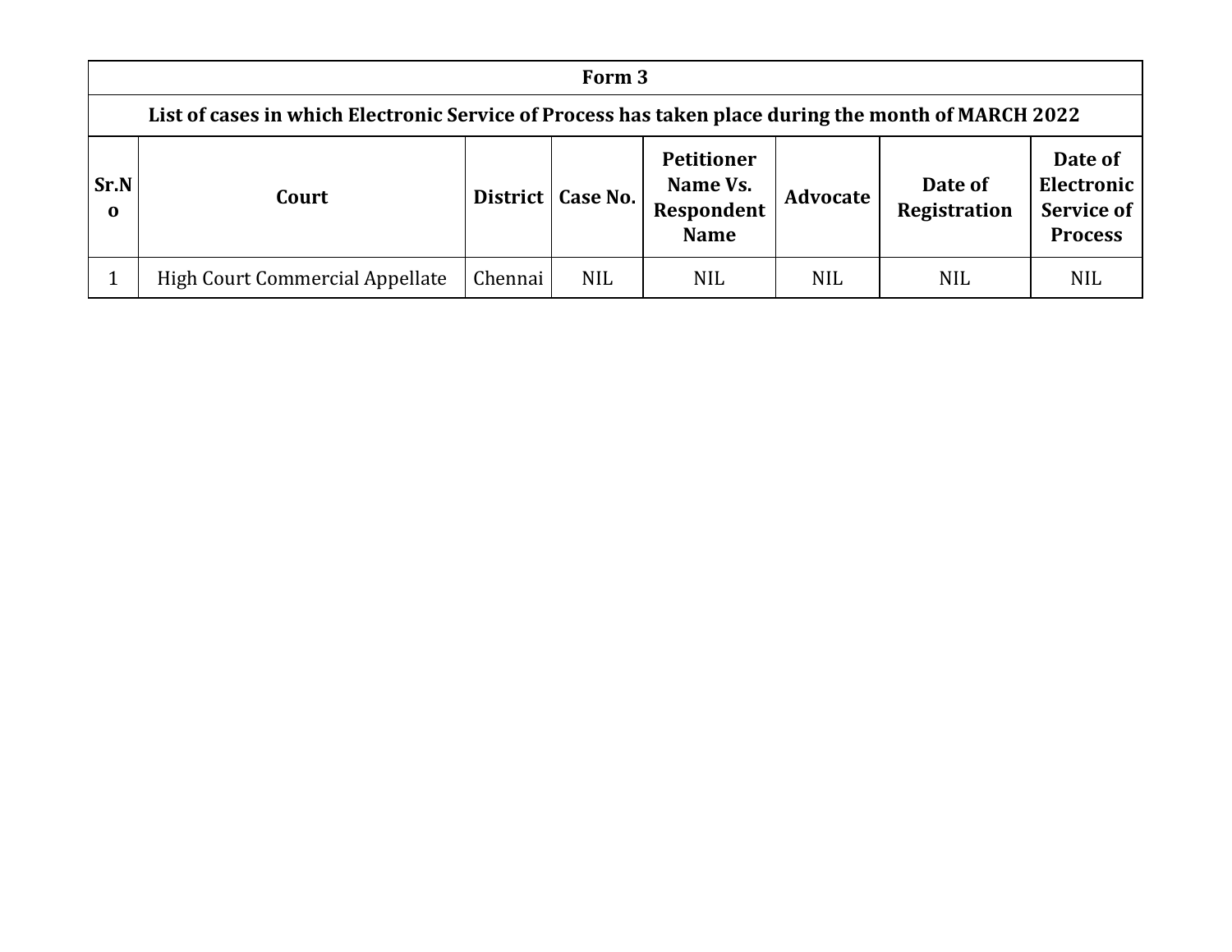| Form 3 | | | | | | | |
|---|---|---|---|---|---|---|---|
| **List of cases in which Electronic Service of Process has taken place during the month of MARCH 2022** | | | | | | | |
| **Sr.No** | **Court** | **District** | **Case No.** | **Petitioner Name Vs. Respondent Name** | **Advocate** | **Date of Registration** | **Date of Electronic Service of Process** |
| 1 | High Court Commercial Appellate | Chennai | NIL | NIL | NIL | NIL | NIL |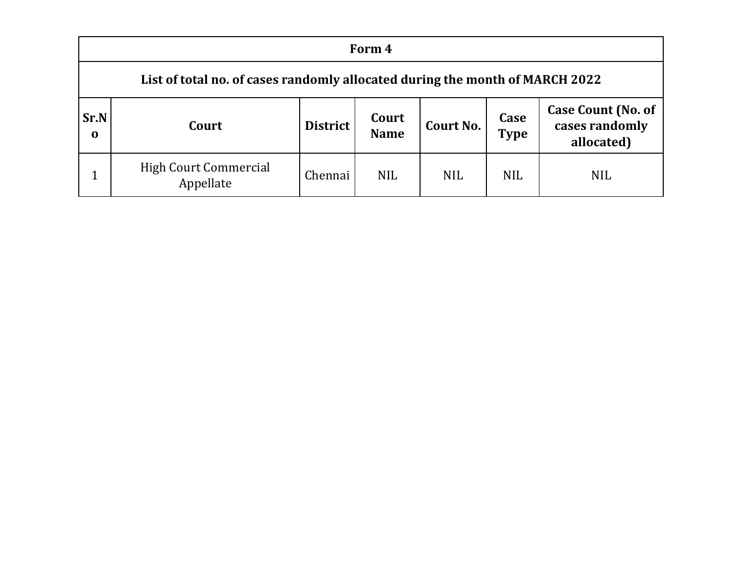| Form 4 | | | | | | |
|---|---|---|---|---|---|---|
| **List of total no. of cases randomly allocated during the month of MARCH 2022** | | | | | | |
| **Sr.No** | **Court** | **District** | **Court Name** | **Court No.** | **Case Type** | **Case Count (No. of cases randomly allocated)** |
| 1 | High Court Commercial Appellate | Chennai | NIL | NIL | NIL | NIL |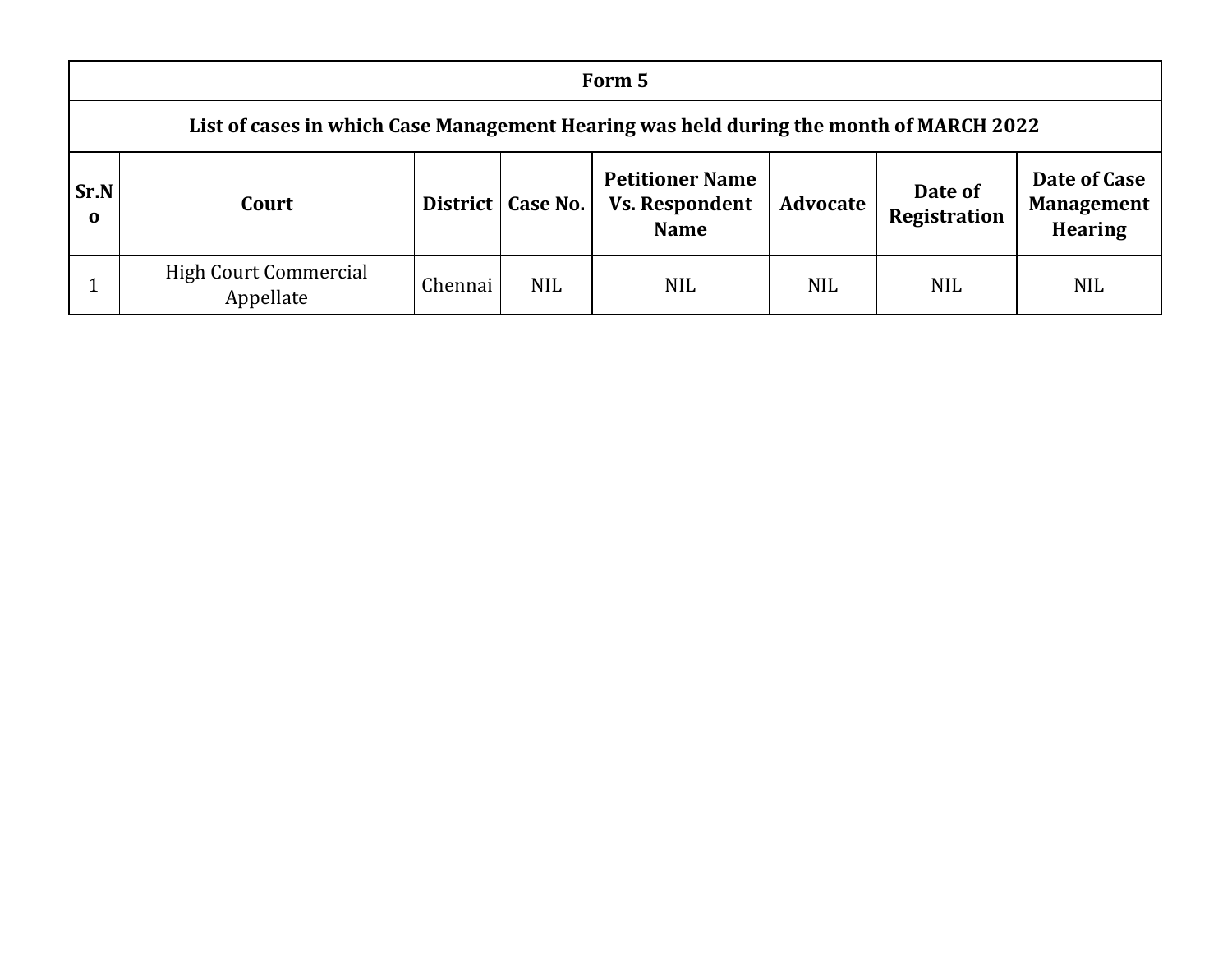| Form 5 | | | | | | | |
|---|---|---|---|---|---|---|---|
| **List of cases in which Case Management Hearing was held during the month of MARCH 2022** | | | | | | | |
| **Sr.No** | **Court** | **District** | **Case No.** | **Petitioner Name Vs. Respondent Name** | **Advocate** | **Date of Registration** | **Date of Case Management Hearing** |
| 1 | High Court Commercial Appellate | Chennai | NIL | NIL | NIL | NIL | NIL |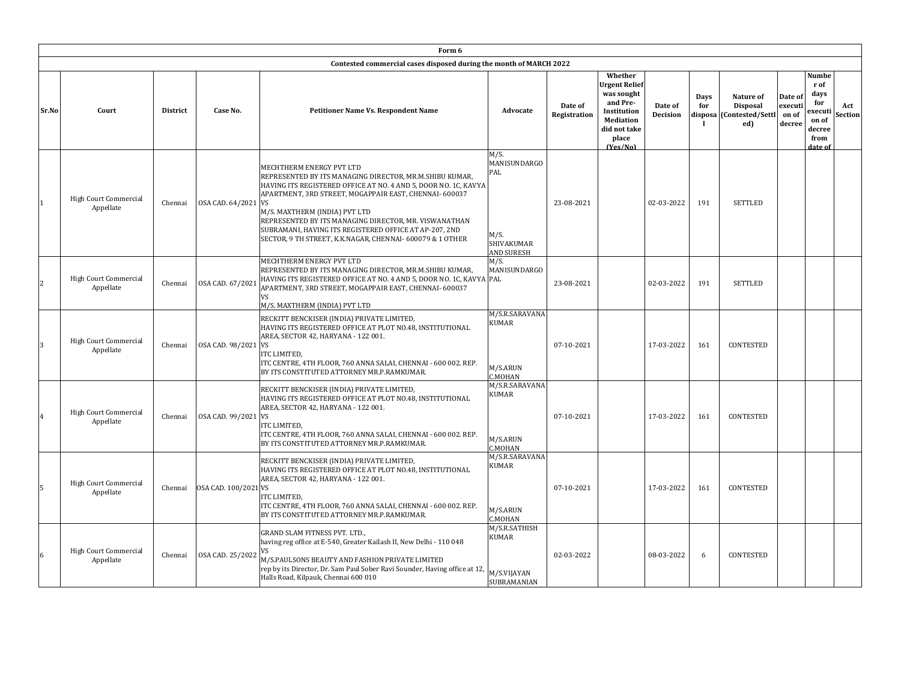| Form 6 | | | | | | | | | | | | | |
|---|---|---|---|---|---|---|---|---|---|---|---|---|---|
| Contested commercial cases disposed during the month of MARCH 2022 | | | | | | | | | | | | | |
| Sr.No | Court | District | Case No. | Petitioner Name Vs. Respondent Name | Advocate | Date of Registration | Whether Urgent Relief was sought and Pre-Institution Mediation did not take place (Yes/No) | Date of Decision | Days for disposal | Nature of Disposal (Contested/Settled) | Date of execution of decree | Number of days for execution of decree from date of | Act Section |
| 1 | High Court Commercial Appellate | Chennai | OSA CAD. 64/2021 | MECHTHERM ENERGY PVT LTD REPRESENTED BY ITS MANAGING DIRECTOR, MR.M.SHIBU KUMAR, HAVING ITS REGISTERED OFFICE AT NO. 4 AND 5, DOOR NO. 1C, KAVYA APARTMENT, 3RD STREET, MOGAPPAIR EAST, CHENNAI- 600037 VS M/S. MAXTHERM (INDIA) PVT LTD REPRESENTED BY ITS MANAGING DIRECTOR, MR. VISWANATHAN SUBRAMANI, HAVING ITS REGISTERED OFFICE AT AP-207, 2ND SECTOR, 9 TH STREET, K.K.NAGAR, CHENNAI- 600079 & 1 OTHER | M/S. MANISUNDARGOPAL M/S. SHIVAKUMAR AND SURESH | 23-08-2021 | | 02-03-2022 | 191 | SETTLED | | | |
| 2 | High Court Commercial Appellate | Chennai | OSA CAD. 67/2021 | MECHTHERM ENERGY PVT LTD REPRESENTED BY ITS MANAGING DIRECTOR, MR.M.SHIBU KUMAR, HAVING ITS REGISTERED OFFICE AT NO. 4 AND 5, DOOR NO. 1C, KAVYA APARTMENT, 3RD STREET, MOGAPPAIR EAST, CHENNAI- 600037 VS M/S. MAXTHERM (INDIA) PVT LTD | M/S. MANISUNDARGOPAL | 23-08-2021 | | 02-03-2022 | 191 | SETTLED | | | |
| 3 | High Court Commercial Appellate | Chennai | OSA CAD. 98/2021 | RECKITT BENCKISER (INDIA) PRIVATE LIMITED, HAVING ITS REGISTERED OFFICE AT PLOT NO.48, INSTITUTIONAL AREA, SECTOR 42, HARYANA - 122 001. VS ITC LIMITED, ITC CENTRE, 4TH FLOOR, 760 ANNA SALAI, CHENNAI - 600 002. REP. BY ITS CONSTITUTED ATTORNEY MR.P.RAMKUMAR. | M/S.R.SARAVANAKUMAR M/S.ARUN C.MOHAN | 07-10-2021 | | 17-03-2022 | 161 | CONTESTED | | | |
| 4 | High Court Commercial Appellate | Chennai | OSA CAD. 99/2021 | RECKITT BENCKISER (INDIA) PRIVATE LIMITED, HAVING ITS REGISTERED OFFICE AT PLOT NO.48, INSTITUTIONAL AREA, SECTOR 42, HARYANA - 122 001. VS ITC LIMITED, ITC CENTRE, 4TH FLOOR, 760 ANNA SALAI, CHENNAI - 600 002. REP. BY ITS CONSTITUTED ATTORNEY MR.P.RAMKUMAR. | M/S.R.SARAVANAKUMAR M/S.ARUN C.MOHAN | 07-10-2021 | | 17-03-2022 | 161 | CONTESTED | | | |
| 5 | High Court Commercial Appellate | Chennai | OSA CAD. 100/2021 | RECKITT BENCKISER (INDIA) PRIVATE LIMITED, HAVING ITS REGISTERED OFFICE AT PLOT NO.48, INSTITUTIONAL AREA, SECTOR 42, HARYANA - 122 001. VS ITC LIMITED, ITC CENTRE, 4TH FLOOR, 760 ANNA SALAI, CHENNAI - 600 002. REP. BY ITS CONSTITUTED ATTORNEY MR.P.RAMKUMAR. | M/S.R.SARAVANAKUMAR M/S.ARUN C.MOHAN | 07-10-2021 | | 17-03-2022 | 161 | CONTESTED | | | |
| 6 | High Court Commercial Appellate | Chennai | OSA CAD. 25/2022 | GRAND SLAM FITNESS PVT. LTD., having reg office at E-540, Greater Kailash II, New Delhi - 110 048 VS M/S.PAULSONS BEAUTY AND FASHION PRIVATE LIMITED rep by its Director, Dr. Sam Paul Sober Ravi Sounder, Having office at 12, Halls Road, Kilpauk, Chennai 600 010 | M/S.R.SATHISH KUMAR M/S.VIJAYAN SUBRAMANIAN | 02-03-2022 | | 08-03-2022 | 6 | CONTESTED | | | |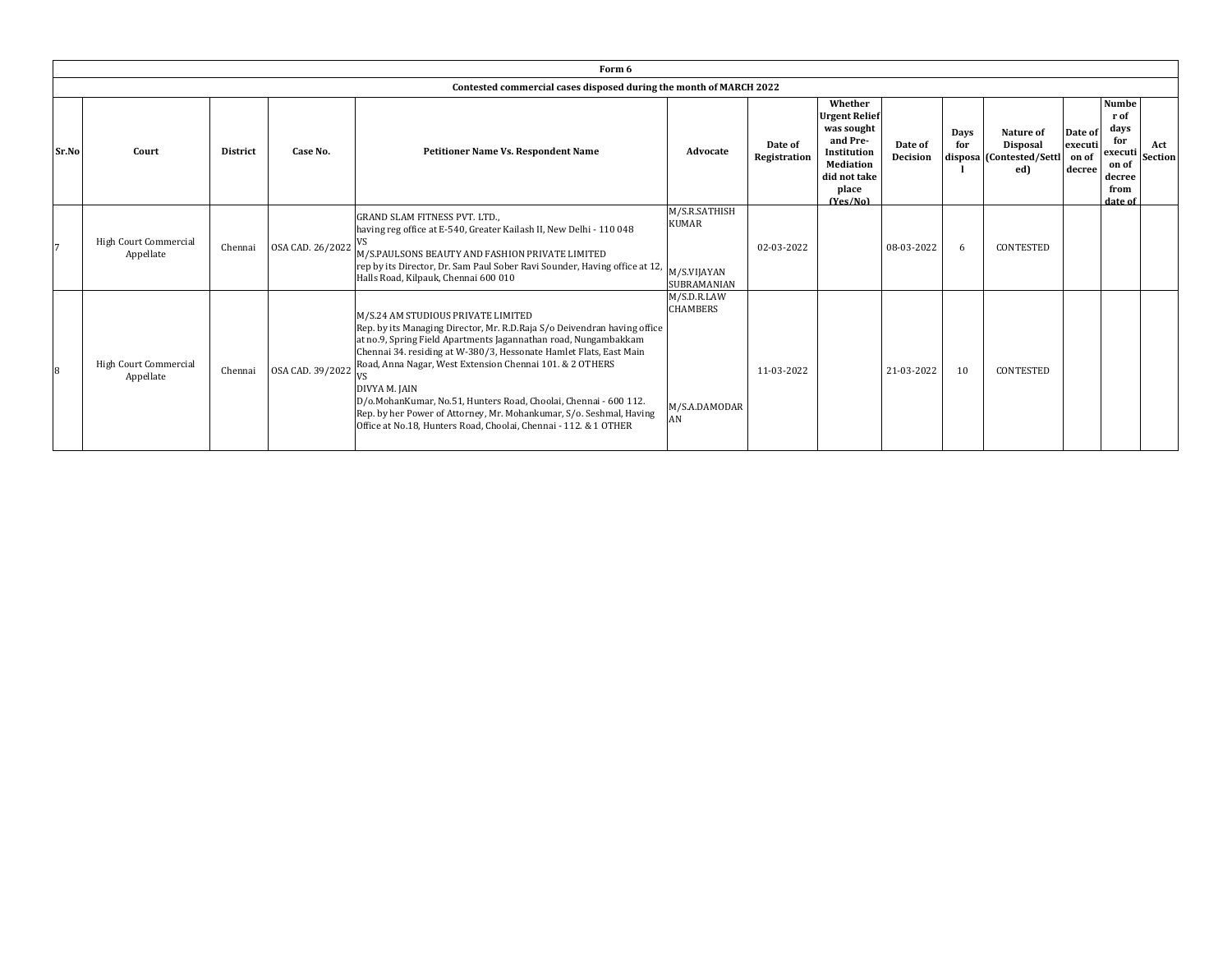| Form 6 | | | | | | | | | | | | | |
|---|---|---|---|---|---|---|---|---|---|---|---|---|---|
| Contested commercial cases disposed during the month of MARCH 2022 | | | | | | | | | | | | | |
| Sr.No | Court | District | Case No. | Petitioner Name Vs. Respondent Name | Advocate | Date of Registration | Whether Urgent Relief was sought and Pre-Institution Mediation did not take place (Yes/No) | Date of Decision | Days for disposal | Nature of Disposal (Contested/Settled) | Date of execution of decree | Number of days for execution of decree from date of | Act Section |
| 7 | High Court Commercial Appellate | Chennai | OSA CAD. 26/2022 | GRAND SLAM FITNESS PVT. LTD., having reg office at E-540, Greater Kailash II, New Delhi - 110 048 VS M/S.PAULSONS BEAUTY AND FASHION PRIVATE LIMITED rep by its Director, Dr. Sam Paul Sober Ravi Sounder, Having office at 12, Halls Road, Kilpauk, Chennai 600 010 | M/S.R.SATHISH KUMAR M/S.VIJAYAN SUBRAMANIAN | 02-03-2022 | | 08-03-2022 | 6 | CONTESTED | | | |
| 8 | High Court Commercial Appellate | Chennai | OSA CAD. 39/2022 | M/S.24 AM STUDIOUS PRIVATE LIMITED Rep. by its Managing Director, Mr. R.D.Raja S/o Deivendran having office at no.9, Spring Field Apartments Jagannathan road, Nungambakkam Chennai 34. residing at W-380/3, Hessonate Hamlet Flats, East Main Road, Anna Nagar, West Extension Chennai 101. & 2 OTHERS VS DIVYA M. JAIN D/o.MohanKumar, No.51, Hunters Road, Choolai, Chennai - 600 112. Rep. by her Power of Attorney, Mr. Mohankumar, S/o. Seshmal, Having Office at No.18, Hunters Road, Choolai, Chennai - 112. & 1 OTHER | M/S.D.R.LAW CHAMBERS M/S.A.DAMODARAN | 11-03-2022 | | 21-03-2022 | 10 | CONTESTED | | | |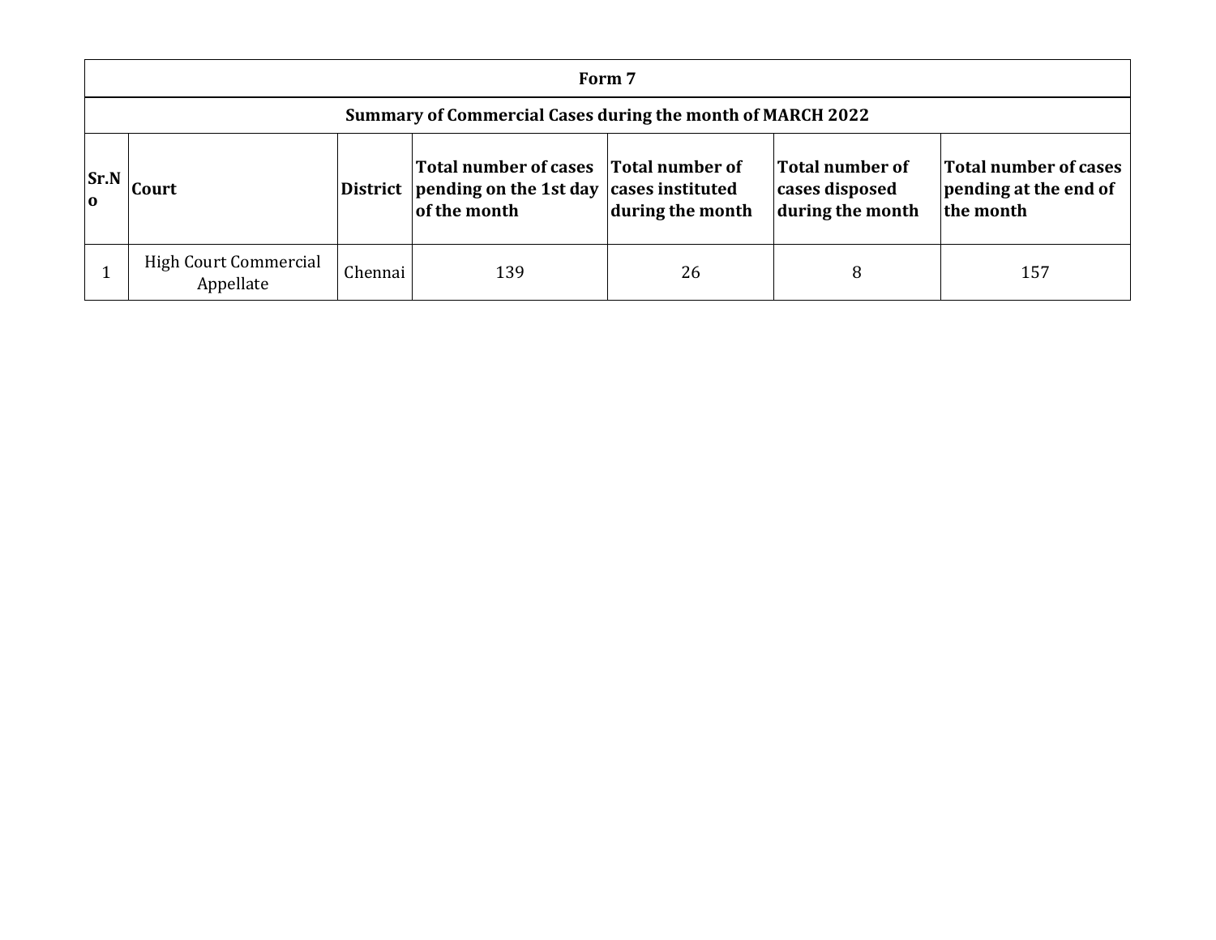| Form 7 | | | | | | |
|---|---|---|---|---|---|---|
| **Summary of Commercial Cases during the month of MARCH 2022** | | | | | | |
| **Sr.No** | **Court** | **District** | **Total number of cases pending on the 1st day of the month** | **Total number of cases instituted during the month** | **Total number of cases disposed during the month** | **Total number of cases pending at the end of the month** |
| 1 | High Court Commercial Appellate | Chennai | 139 | 26 | 8 | 157 |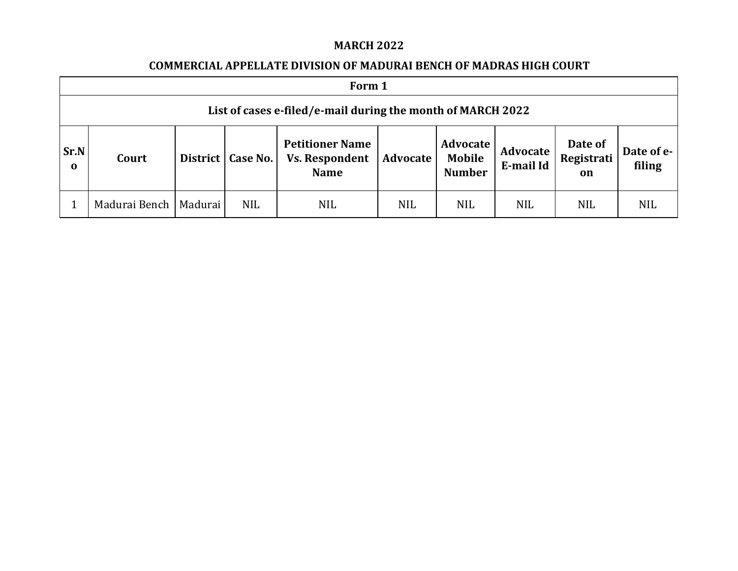**MARCH 2022**

**COMMERCIAL APPELLATE DIVISION OF MADURAI BENCH OF MADRAS HIGH COURT**

| Form 1 | | | | | | | | | |
|---|---|---|---|---|---|---|---|---|---|
| **List of cases e-filed/e-mail during the month of MARCH 2022** | | | | | | | | | |
| **Sr.No** | **Court** | **District** | **Case No.** | **Petitioner Name Vs. Respondent Name** | **Advocate** | **Advocate Mobile Number** | **Advocate E-mail Id** | **Date of Registration** | **Date of e-filing** |
| 1 | Madurai Bench | Madurai | NIL | NIL | NIL | NIL | NIL | NIL | NIL |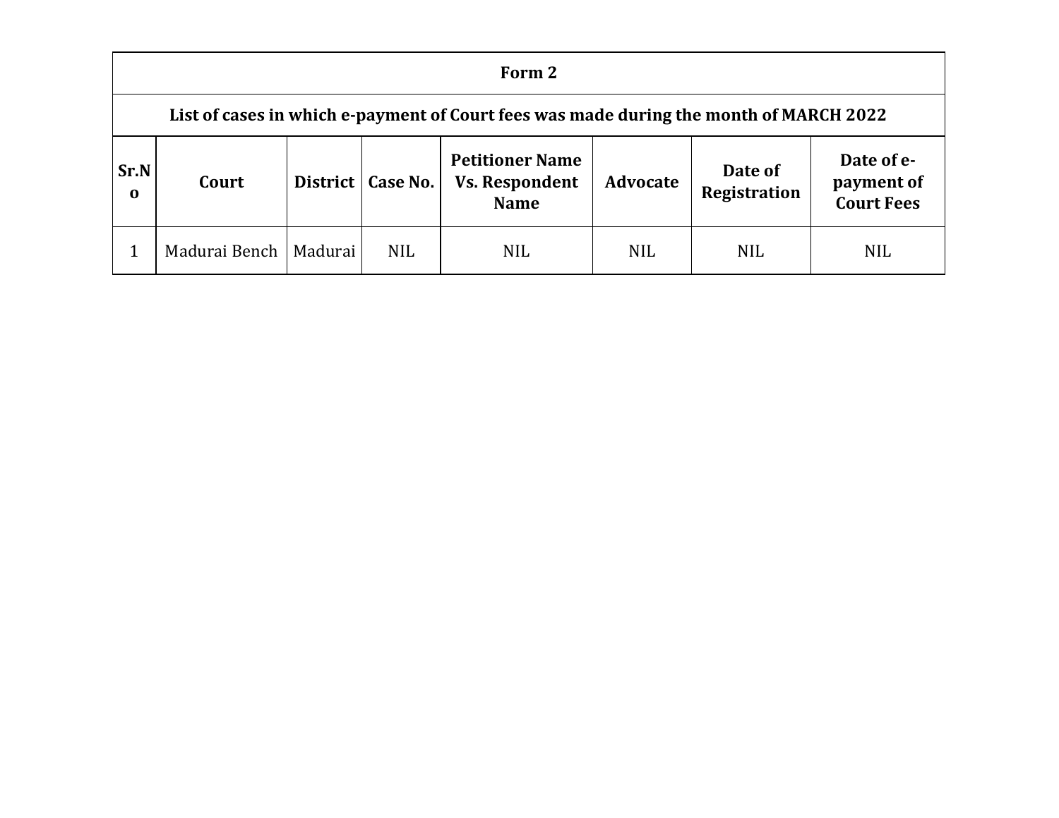| Form 2 | | | | | | | |
|---|---|---|---|---|---|---|---|
| List of cases in which e-payment of Court fees was made during the month of MARCH 2022 | | | | | | | |
| **Sr.No** | **Court** | **District** | **Case No.** | **Petitioner Name Vs. Respondent Name** | **Advocate** | **Date of Registration** | **Date of e-payment of Court Fees** |
| 1 | Madurai Bench | Madurai | NIL | NIL | NIL | NIL | NIL |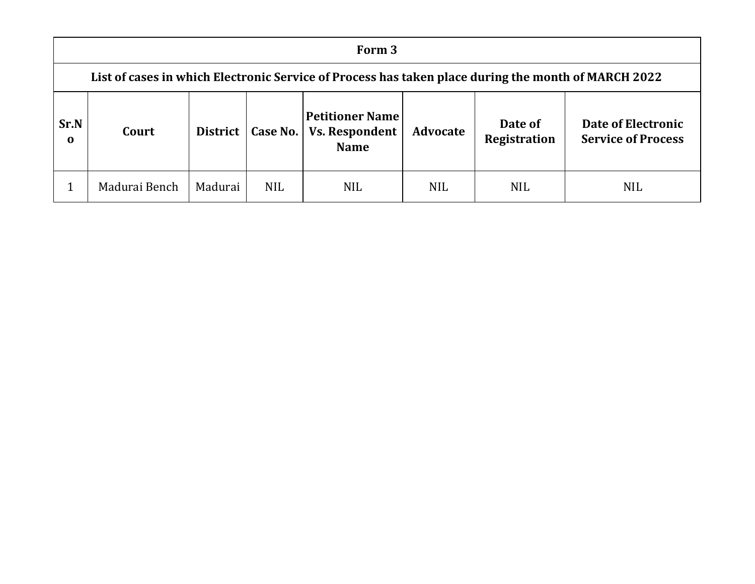| Form 3 | | | | | | | |
|---|---|---|---|---|---|---|---|
| **List of cases in which Electronic Service of Process has taken place during the month of MARCH 2022** | | | | | | | |
| **Sr.No** | **Court** | **District** | **Case No.** | **Petitioner Name Vs. Respondent Name** | **Advocate** | **Date of Registration** | **Date of Electronic Service of Process** |
| 1 | Madurai Bench | Madurai | NIL | NIL | NIL | NIL | NIL |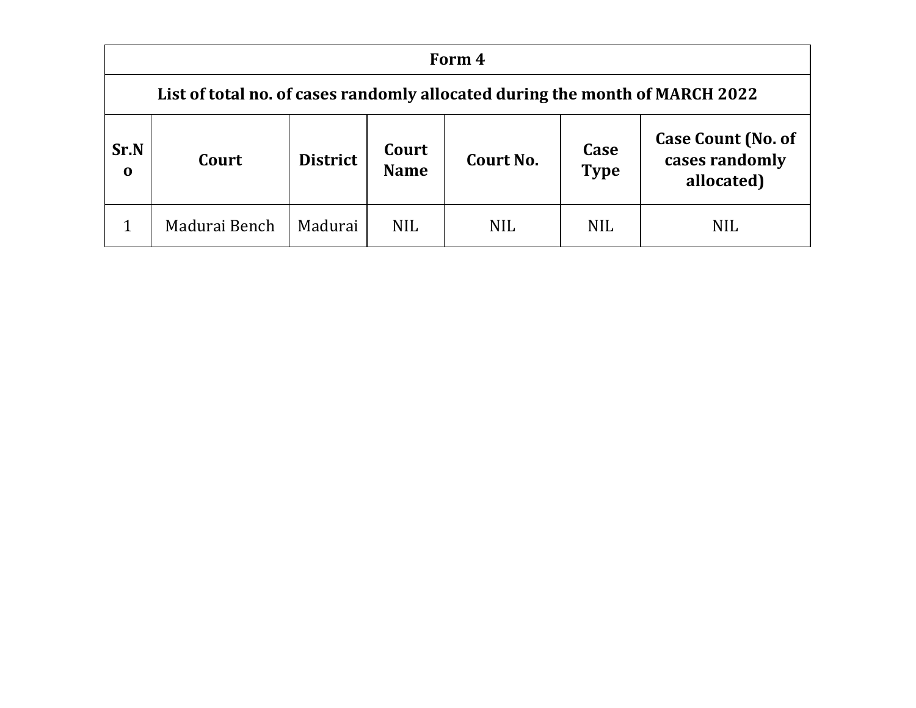| Form 4 | | | | | | |
|---|---|---|---|---|---|---|
| **List of total no. of cases randomly allocated during the month of MARCH 2022** | | | | | | |
| **Sr.No** | **Court** | **District** | **Court Name** | **Court No.** | **Case Type** | **Case Count (No. of cases randomly allocated)** |
| 1 | Madurai Bench | Madurai | NIL | NIL | NIL | NIL |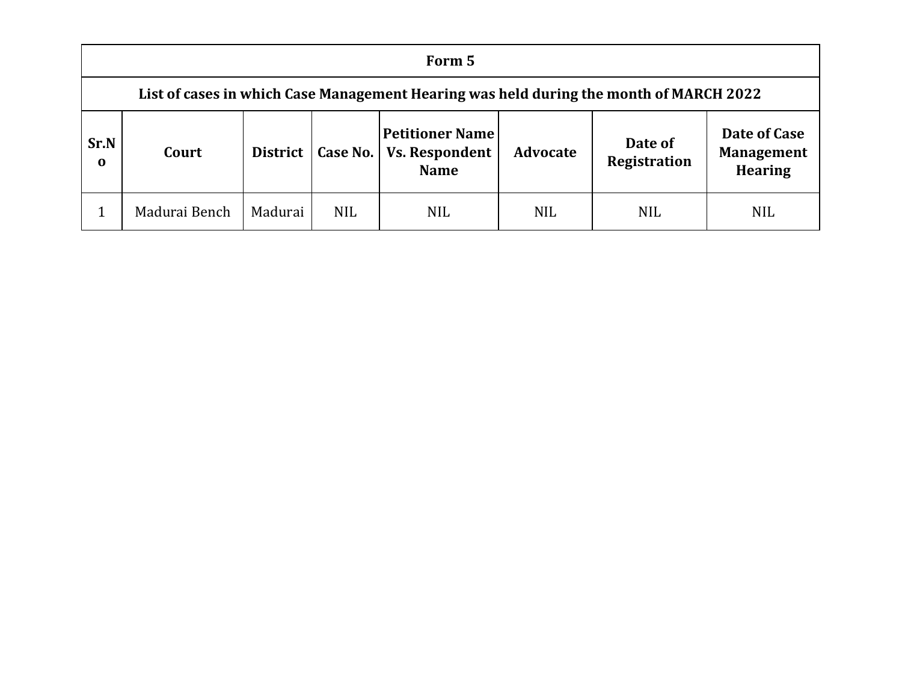| Form 5 | | | | | | | |
|---|---|---|---|---|---|---|---|
| List of cases in which Case Management Hearing was held during the month of MARCH 2022 | | | | | | | |
| Sr.No | Court | District | Case No. | Petitioner Name Vs. Respondent Name | Advocate | Date of Registration | Date of Case Management Hearing |
| 1 | Madurai Bench | Madurai | NIL | NIL | NIL | NIL | NIL |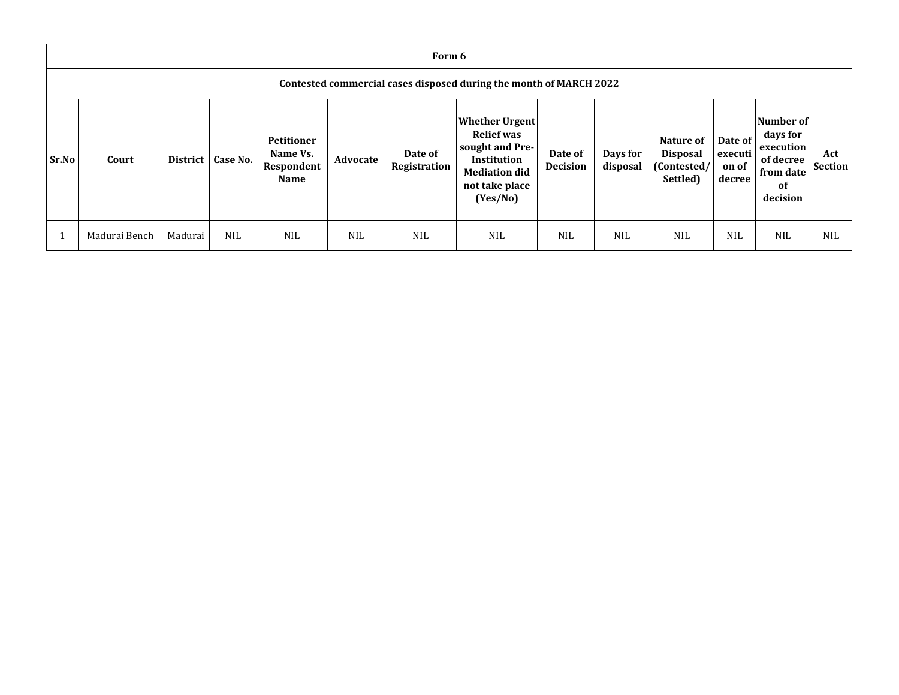**Form 6**

**Contested commercial cases disposed during the month of MARCH 2022**

| Sr.No | Court | District | Case No. | Petitioner Name Vs. Respondent Name | Advocate | Date of Registration | Whether Urgent Relief was sought and Pre-Institution Mediation did not take place (Yes/No) | Date of Decision | Days for disposal | Nature of Disposal (Contested/ Settled) | Date of execution of decree | Number of days for execution of decree from date of decision | Act Section |
|---|---|---|---|---|---|---|---|---|---|---|---|---|---|
| 1 | Madurai Bench | Madurai | NIL | NIL | NIL | NIL | NIL | NIL | NIL | NIL | NIL | NIL | NIL |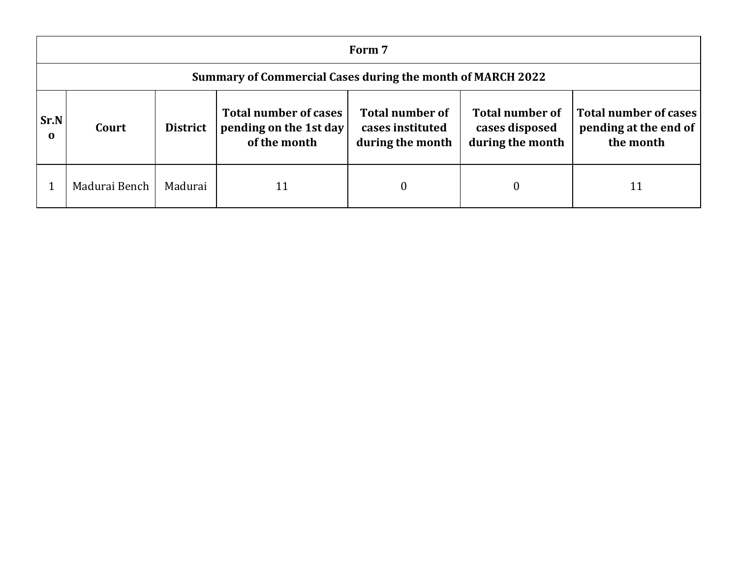**Form 7**

**Summary of Commercial Cases during the month of MARCH 2022**

| Sr.No | Court | District | Total number of cases pending on the 1st day of the month | Total number of cases instituted during the month | Total number of cases disposed during the month | Total number of cases pending at the end of the month |
|---|---|---|---|---|---|---|
| 1 | Madurai Bench | Madurai | 11 | 0 | 0 | 11 |